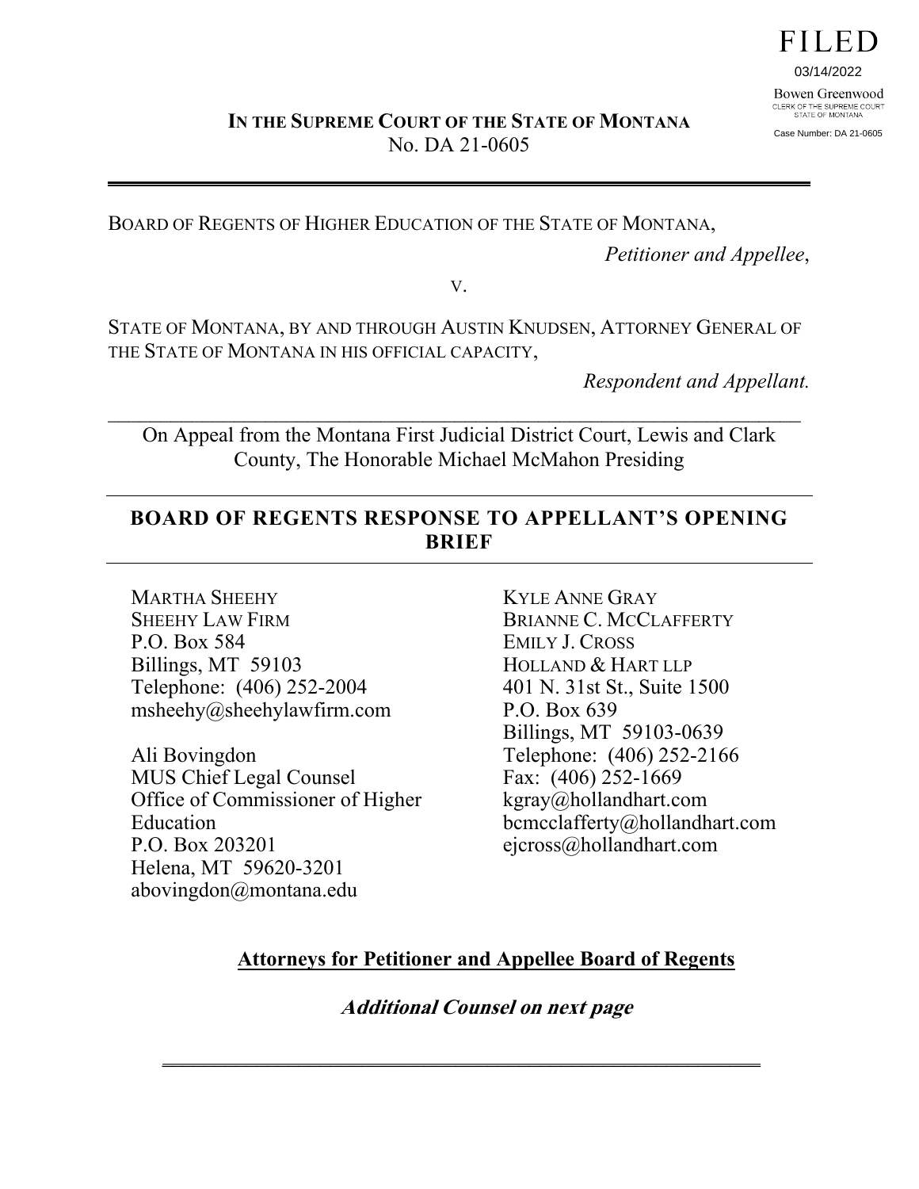FILED

03/14/2022

Bowen Greenwood
CLERK OF THE SUPREME COURT
STATE OF MONTANA

Case Number: DA 21-0605

**IN THE SUPREME COURT OF THE STATE OF MONTANA**
No. DA 21-0605

---

BOARD OF REGENTS OF HIGHER EDUCATION OF THE STATE OF MONTANA,

*Petitioner and Appellee*,

v.

STATE OF MONTANA, BY AND THROUGH AUSTIN KNUDSEN, ATTORNEY GENERAL OF THE STATE OF MONTANA IN HIS OFFICIAL CAPACITY,

*Respondent and Appellant.*

---

On Appeal from the Montana First Judicial District Court, Lewis and Clark County, The Honorable Michael McMahon Presiding

---

## BOARD OF REGENTS RESPONSE TO APPELLANT'S OPENING BRIEF

---

MARTHA SHEEHY
SHEEHY LAW FIRM
P.O. Box 584
Billings, MT 59103
Telephone: (406) 252-2004
msheehy@sheehylawfirm.com

Ali Bovingdon
MUS Chief Legal Counsel
Office of Commissioner of Higher Education
P.O. Box 203201
Helena, MT 59620-3201
abovingdon@montana.edu

KYLE ANNE GRAY
BRIANNE C. MCCLAFFERTY
EMILY J. CROSS
HOLLAND & HART LLP
401 N. 31st St., Suite 1500
P.O. Box 639
Billings, MT 59103-0639
Telephone: (406) 252-2166
Fax: (406) 252-1669
kgray@hollandhart.com
bcmcclafferty@hollandhart.com
ejcross@hollandhart.com

**Attorneys for Petitioner and Appellee Board of Regents**

***Additional Counsel on next page***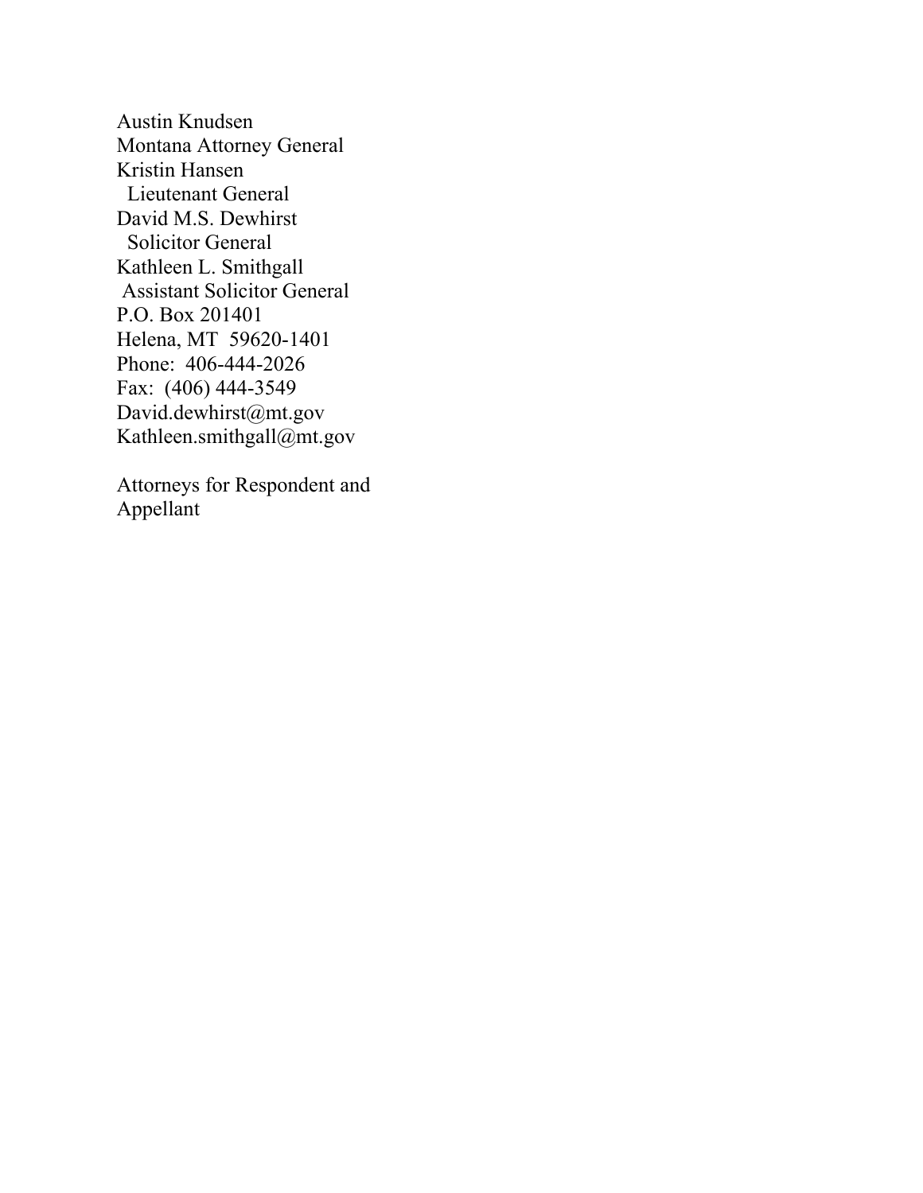Austin Knudsen
Montana Attorney General
Kristin Hansen
  Lieutenant General
David M.S. Dewhirst
  Solicitor General
Kathleen L. Smithgall
  Assistant Solicitor General
P.O. Box 201401
Helena, MT 59620-1401
Phone: 406-444-2026
Fax: (406) 444-3549
David.dewhirst@mt.gov
Kathleen.smithgall@mt.gov

Attorneys for Respondent and Appellant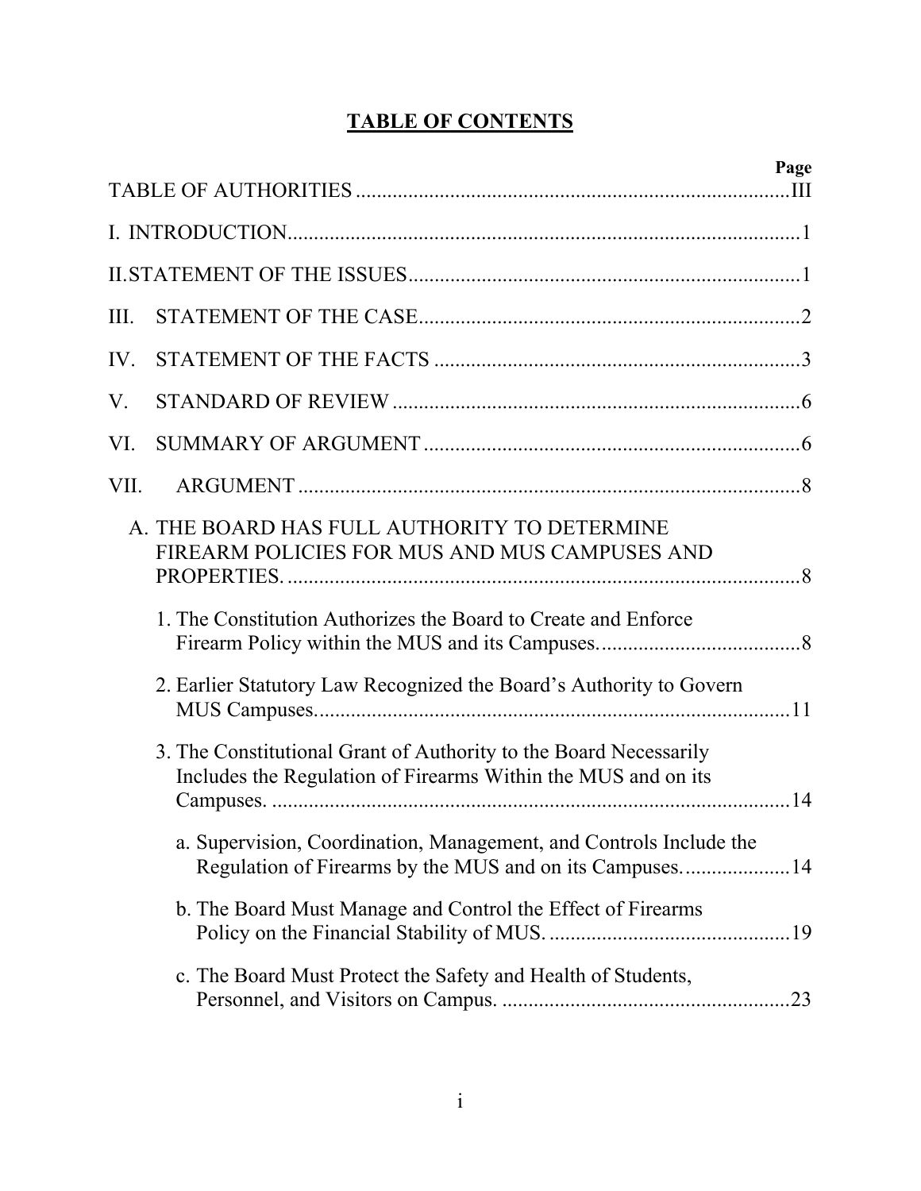# TABLE OF CONTENTS

| | Page |
|---|---|
| TABLE OF AUTHORITIES | III |
| I. INTRODUCTION | 1 |
| II. STATEMENT OF THE ISSUES | 1 |
| III. STATEMENT OF THE CASE | 2 |
| IV. STATEMENT OF THE FACTS | 3 |
| V. STANDARD OF REVIEW | 6 |
| VI. SUMMARY OF ARGUMENT | 6 |
| VII. ARGUMENT | 8 |
| A. THE BOARD HAS FULL AUTHORITY TO DETERMINE FIREARM POLICIES FOR MUS AND MUS CAMPUSES AND PROPERTIES. | 8 |
| 1. The Constitution Authorizes the Board to Create and Enforce Firearm Policy within the MUS and its Campuses. | 8 |
| 2. Earlier Statutory Law Recognized the Board's Authority to Govern MUS Campuses. | 11 |
| 3. The Constitutional Grant of Authority to the Board Necessarily Includes the Regulation of Firearms Within the MUS and on its Campuses. | 14 |
| a. Supervision, Coordination, Management, and Controls Include the Regulation of Firearms by the MUS and on its Campuses. | 14 |
| b. The Board Must Manage and Control the Effect of Firearms Policy on the Financial Stability of MUS. | 19 |
| c. The Board Must Protect the Safety and Health of Students, Personnel, and Visitors on Campus. | 23 |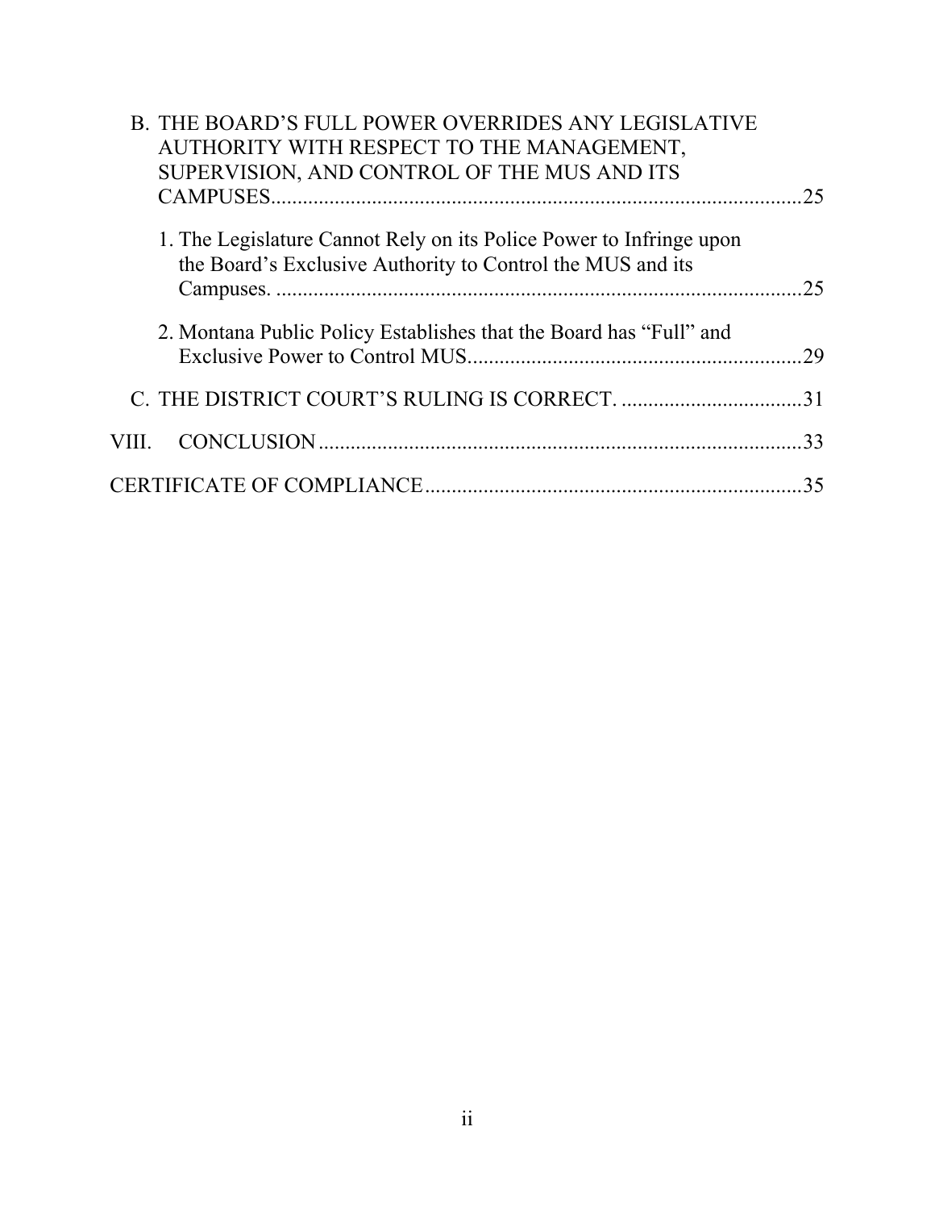B. THE BOARD'S FULL POWER OVERRIDES ANY LEGISLATIVE AUTHORITY WITH RESPECT TO THE MANAGEMENT, SUPERVISION, AND CONTROL OF THE MUS AND ITS CAMPUSES....................................................................................................25

1. The Legislature Cannot Rely on its Police Power to Infringe upon the Board's Exclusive Authority to Control the MUS and its Campuses. ....................................................................................................25

2. Montana Public Policy Establishes that the Board has "Full" and Exclusive Power to Control MUS................................................................29

C. THE DISTRICT COURT'S RULING IS CORRECT. ..................................31

VIII. CONCLUSION..........................................................................................33

CERTIFICATE OF COMPLIANCE......................................................................35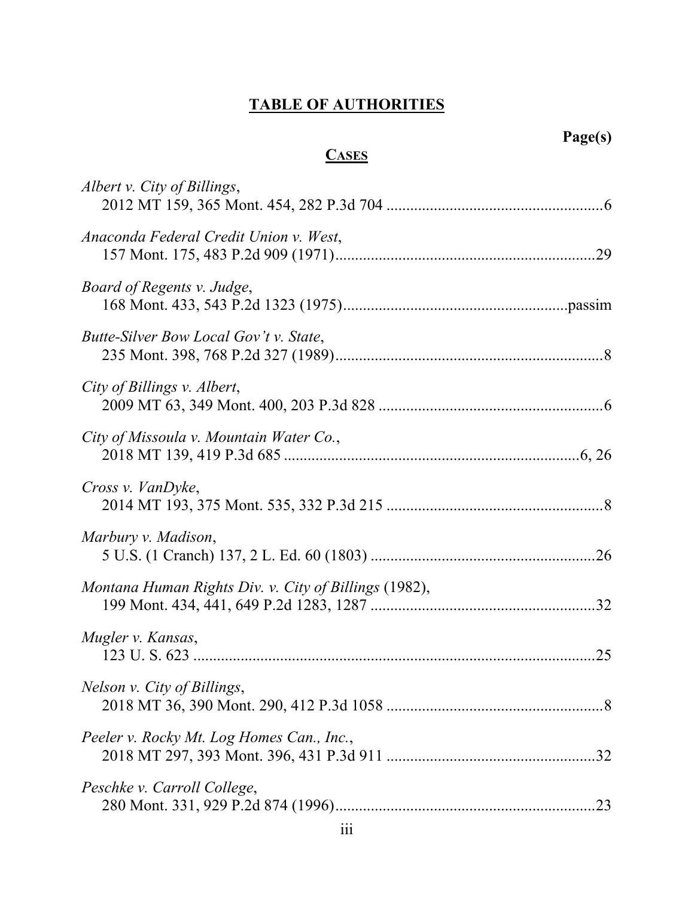# TABLE OF AUTHORITIES

**Page(s)**

## CASES

*Albert v. City of Billings*,
2012 MT 159, 365 Mont. 454, 282 P.3d 704 ....................................................6

*Anaconda Federal Credit Union v. West*,
157 Mont. 175, 483 P.2d 909 (1971)..................................................................29

*Board of Regents v. Judge*,
168 Mont. 433, 543 P.2d 1323 (1975).........................................................passim

*Butte-Silver Bow Local Gov't v. State*,
235 Mont. 398, 768 P.2d 327 (1989)....................................................................8

*City of Billings v. Albert*,
2009 MT 63, 349 Mont. 400, 203 P.3d 828 .........................................................6

*City of Missoula v. Mountain Water Co.*,
2018 MT 139, 419 P.3d 685 ...........................................................................6, 26

*Cross v. VanDyke*,
2014 MT 193, 375 Mont. 535, 332 P.3d 215 .......................................................8

*Marbury v. Madison*,
5 U.S. (1 Cranch) 137, 2 L. Ed. 60 (1803) .........................................................26

*Montana Human Rights Div. v. City of Billings* (1982),
199 Mont. 434, 441, 649 P.2d 1283, 1287 .........................................................32

*Mugler v. Kansas*,
123 U. S. 623 .....................................................................................................25

*Nelson v. City of Billings*,
2018 MT 36, 390 Mont. 290, 412 P.3d 1058 .......................................................8

*Peeler v. Rocky Mt. Log Homes Can., Inc.*,
2018 MT 297, 393 Mont. 396, 431 P.3d 911 .....................................................32

*Peschke v. Carroll College*,
280 Mont. 331, 929 P.2d 874 (1996)..................................................................23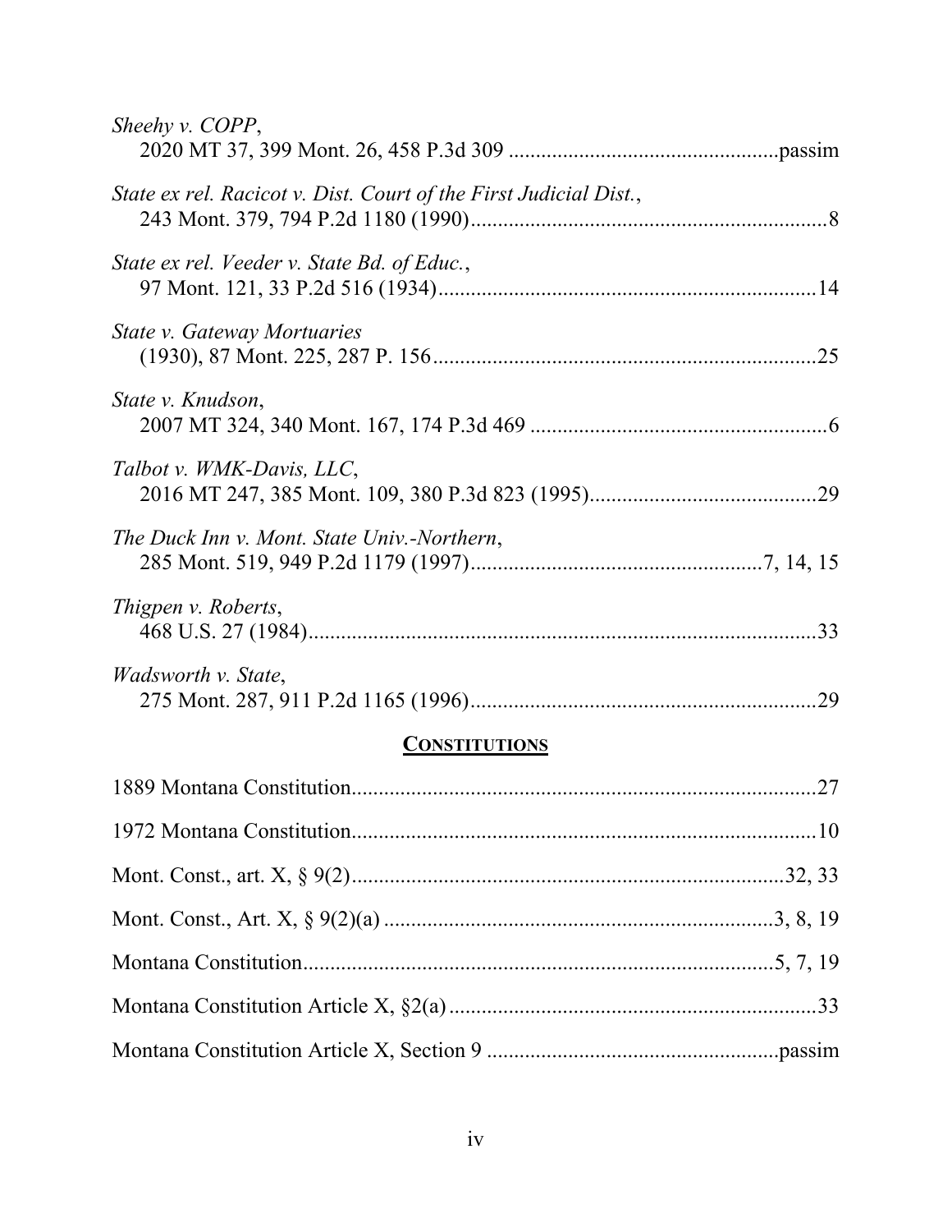*Sheehy v. COPP*,
2020 MT 37, 399 Mont. 26, 458 P.3d 309 ................................................passim

*State ex rel. Racicot v. Dist. Court of the First Judicial Dist.*,
243 Mont. 379, 794 P.2d 1180 (1990)................................................................8

*State ex rel. Veeder v. State Bd. of Educ.*,
97 Mont. 121, 33 P.2d 516 (1934)....................................................................14

*State v. Gateway Mortuaries*
(1930), 87 Mont. 225, 287 P. 156.....................................................................25

*State v. Knudson*,
2007 MT 324, 340 Mont. 167, 174 P.3d 469 ......................................................6

*Talbot v. WMK-Davis, LLC*,
2016 MT 247, 385 Mont. 109, 380 P.3d 823 (1995)..........................................29

*The Duck Inn v. Mont. State Univ.-Northern*,
285 Mont. 519, 949 P.2d 1179 (1997)...................................................7, 14, 15

*Thigpen v. Roberts*,
468 U.S. 27 (1984).............................................................................................33

*Wadsworth v. State*,
275 Mont. 287, 911 P.2d 1165 (1996)...............................................................29

## **CONSTITUTIONS**

1889 Montana Constitution....................................................................................27

1972 Montana Constitution....................................................................................10

Mont. Const., art. X, § 9(2)...............................................................................32, 33

Mont. Const., Art. X, § 9(2)(a) ....................................................................3, 8, 19

Montana Constitution.......................................................................................5, 7, 19

Montana Constitution Article X, §2(a)...................................................................33

Montana Constitution Article X, Section 9 .....................................................passim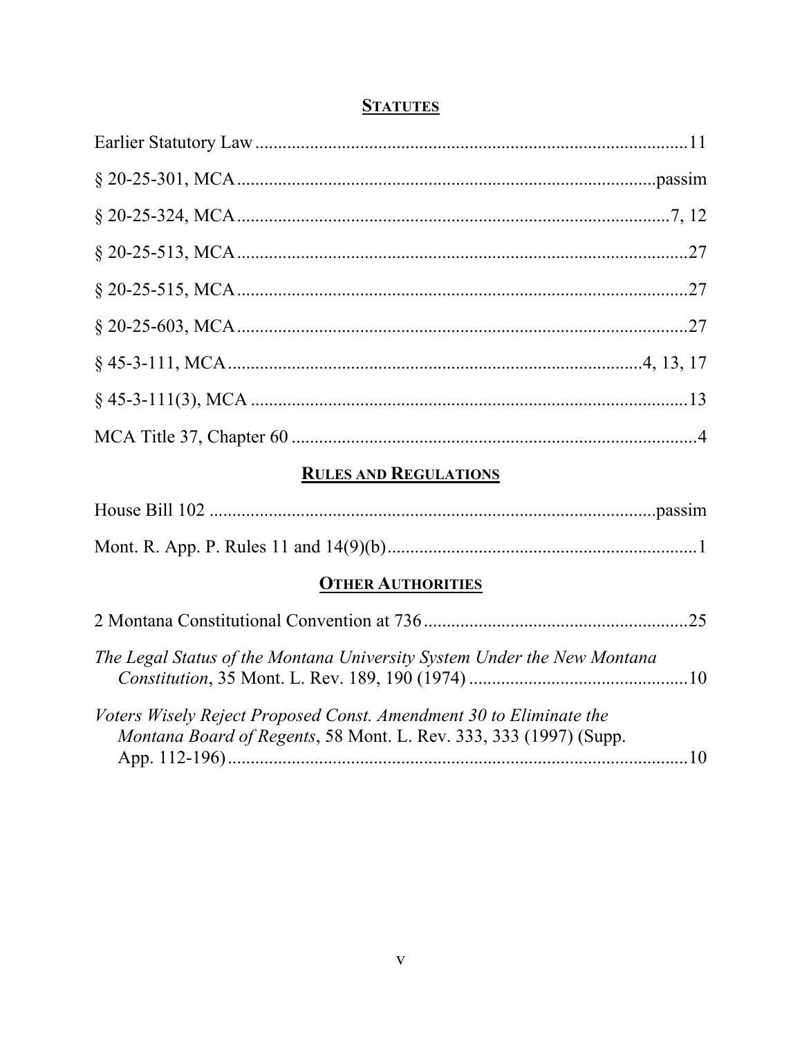## STATUTES

Earlier Statutory Law ..................................................................................................11

§ 20-25-301, MCA ...........................................................................................passim

§ 20-25-324, MCA ...............................................................................................7, 12

§ 20-25-513, MCA ....................................................................................................27

§ 20-25-515, MCA ....................................................................................................27

§ 20-25-603, MCA ....................................................................................................27

§ 45-3-111, MCA .........................................................................................4, 13, 17

§ 45-3-111(3), MCA .................................................................................................13

MCA Title 37, Chapter 60 ..........................................................................................4

## RULES AND REGULATIONS

House Bill 102 .................................................................................................passim

Mont. R. App. P. Rules 11 and 14(9)(b) .....................................................................1

## OTHER AUTHORITIES

2 Montana Constitutional Convention at 736 ...........................................................25

*The Legal Status of the Montana University System Under the New Montana Constitution*, 35 Mont. L. Rev. 189, 190 (1974) ..................................................10

*Voters Wisely Reject Proposed Const. Amendment 30 to Eliminate the Montana Board of Regents*, 58 Mont. L. Rev. 333, 333 (1997) (Supp. App. 112-196) ......................................................................................................10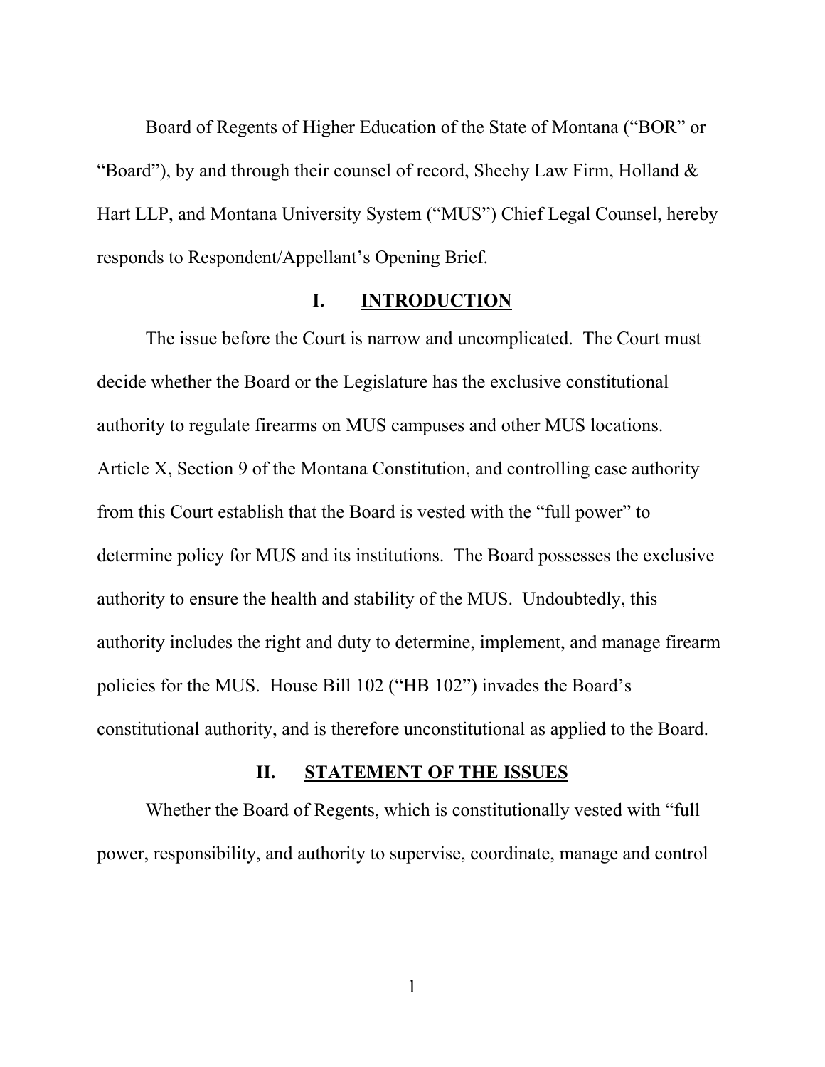Board of Regents of Higher Education of the State of Montana ("BOR" or "Board"), by and through their counsel of record, Sheehy Law Firm, Holland & Hart LLP, and Montana University System ("MUS") Chief Legal Counsel, hereby responds to Respondent/Appellant's Opening Brief.

## I. <u>INTRODUCTION</u>

The issue before the Court is narrow and uncomplicated. The Court must decide whether the Board or the Legislature has the exclusive constitutional authority to regulate firearms on MUS campuses and other MUS locations. Article X, Section 9 of the Montana Constitution, and controlling case authority from this Court establish that the Board is vested with the "full power" to determine policy for MUS and its institutions. The Board possesses the exclusive authority to ensure the health and stability of the MUS. Undoubtedly, this authority includes the right and duty to determine, implement, and manage firearm policies for the MUS. House Bill 102 ("HB 102") invades the Board's constitutional authority, and is therefore unconstitutional as applied to the Board.

## II. <u>STATEMENT OF THE ISSUES</u>

Whether the Board of Regents, which is constitutionally vested with "full power, responsibility, and authority to supervise, coordinate, manage and control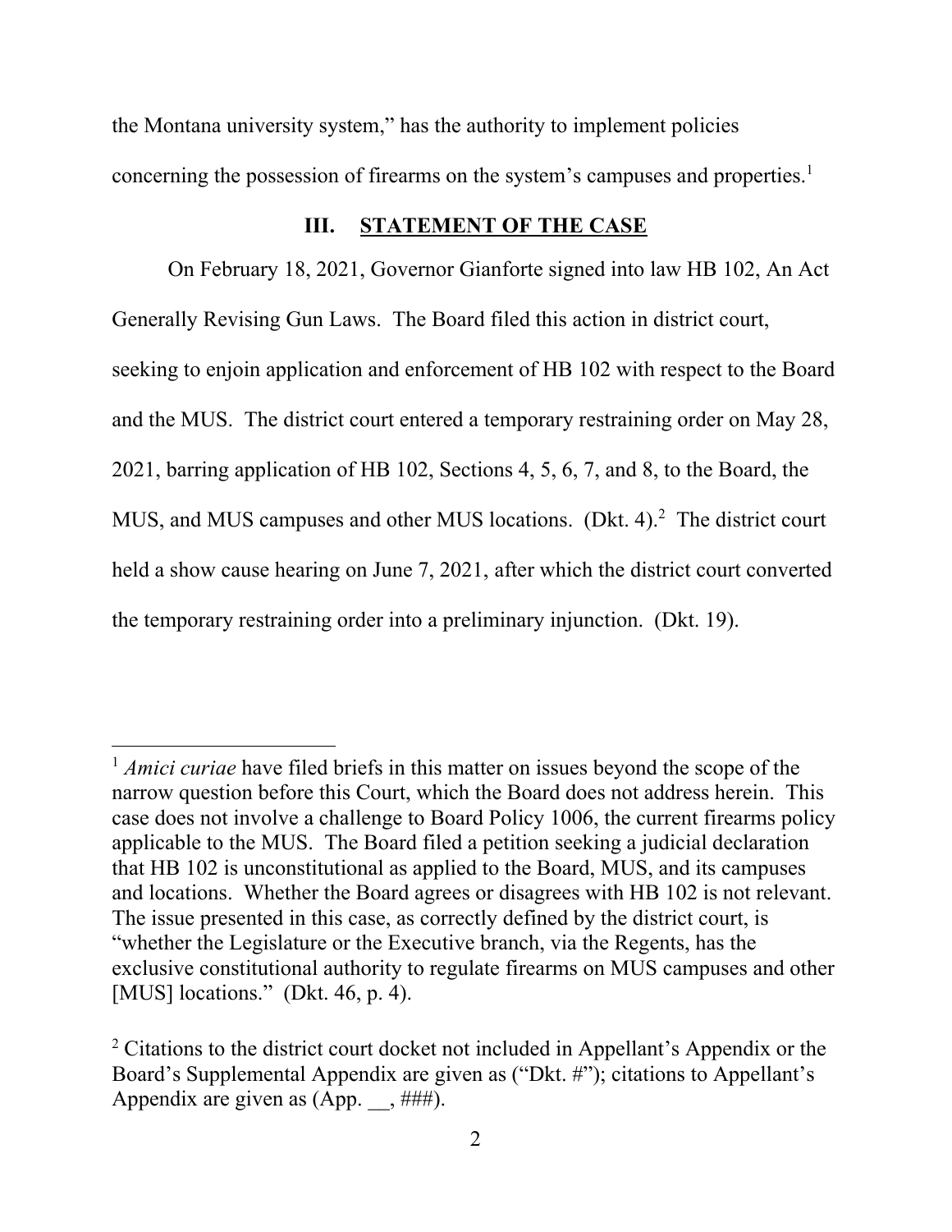the Montana university system," has the authority to implement policies concerning the possession of firearms on the system's campuses and properties.[1]

## III. STATEMENT OF THE CASE

On February 18, 2021, Governor Gianforte signed into law HB 102, An Act Generally Revising Gun Laws. The Board filed this action in district court, seeking to enjoin application and enforcement of HB 102 with respect to the Board and the MUS. The district court entered a temporary restraining order on May 28, 2021, barring application of HB 102, Sections 4, 5, 6, 7, and 8, to the Board, the MUS, and MUS campuses and other MUS locations. (Dkt. 4).[2] The district court held a show cause hearing on June 7, 2021, after which the district court converted the temporary restraining order into a preliminary injunction. (Dkt. 19).

---

[1] *Amici curiae* have filed briefs in this matter on issues beyond the scope of the narrow question before this Court, which the Board does not address herein. This case does not involve a challenge to Board Policy 1006, the current firearms policy applicable to the MUS. The Board filed a petition seeking a judicial declaration that HB 102 is unconstitutional as applied to the Board, MUS, and its campuses and locations. Whether the Board agrees or disagrees with HB 102 is not relevant. The issue presented in this case, as correctly defined by the district court, is "whether the Legislature or the Executive branch, via the Regents, has the exclusive constitutional authority to regulate firearms on MUS campuses and other [MUS] locations." (Dkt. 46, p. 4).

[2] Citations to the district court docket not included in Appellant's Appendix or the Board's Supplemental Appendix are given as ("Dkt. #"); citations to Appellant's Appendix are given as (App. __, ###).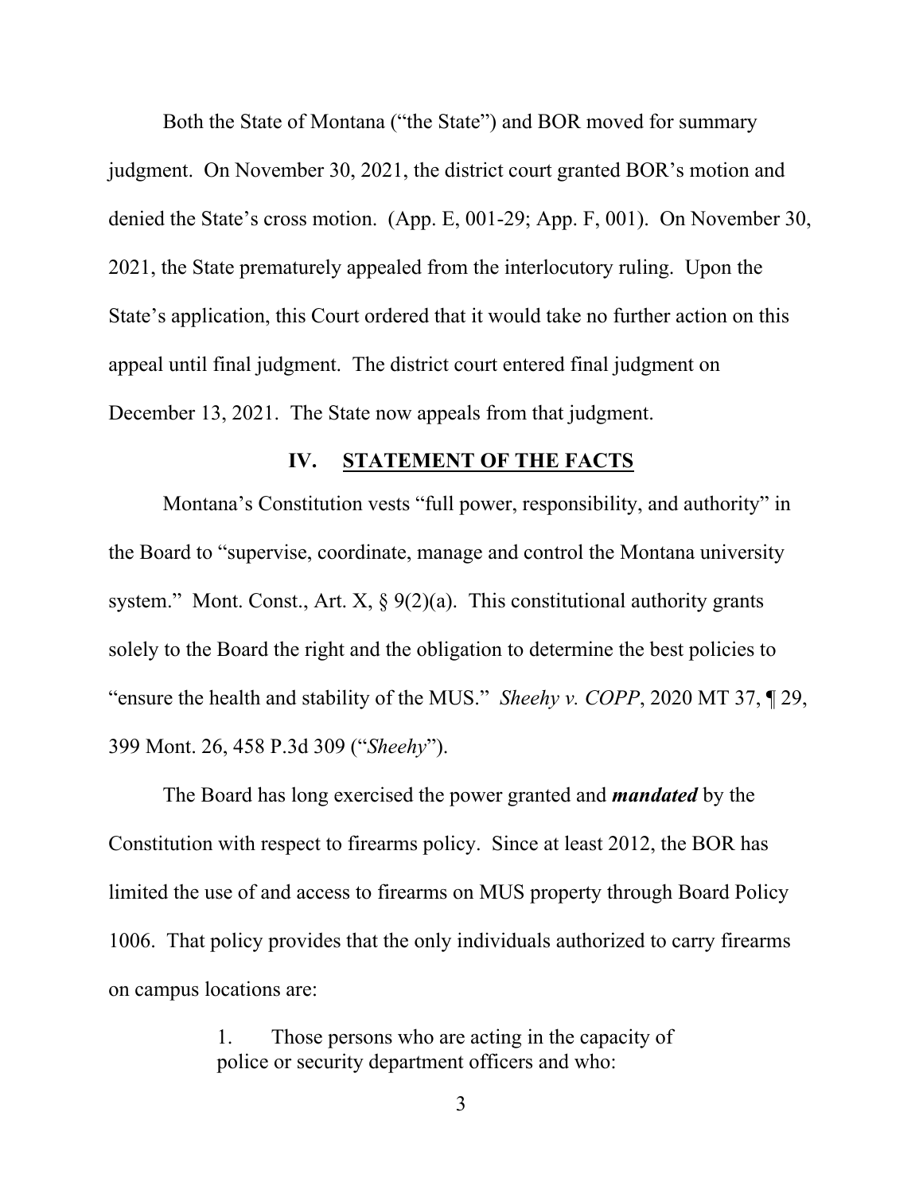Both the State of Montana ("the State") and BOR moved for summary judgment. On November 30, 2021, the district court granted BOR's motion and denied the State's cross motion. (App. E, 001-29; App. F, 001). On November 30, 2021, the State prematurely appealed from the interlocutory ruling. Upon the State's application, this Court ordered that it would take no further action on this appeal until final judgment. The district court entered final judgment on December 13, 2021. The State now appeals from that judgment.

## IV. STATEMENT OF THE FACTS

Montana's Constitution vests "full power, responsibility, and authority" in the Board to "supervise, coordinate, manage and control the Montana university system." Mont. Const., Art. X, § 9(2)(a). This constitutional authority grants solely to the Board the right and the obligation to determine the best policies to "ensure the health and stability of the MUS." *Sheehy v. COPP*, 2020 MT 37, ¶ 29, 399 Mont. 26, 458 P.3d 309 ("*Sheehy*").

The Board has long exercised the power granted and ***mandated*** by the Constitution with respect to firearms policy. Since at least 2012, the BOR has limited the use of and access to firearms on MUS property through Board Policy 1006. That policy provides that the only individuals authorized to carry firearms on campus locations are:

> 1. Those persons who are acting in the capacity of police or security department officers and who: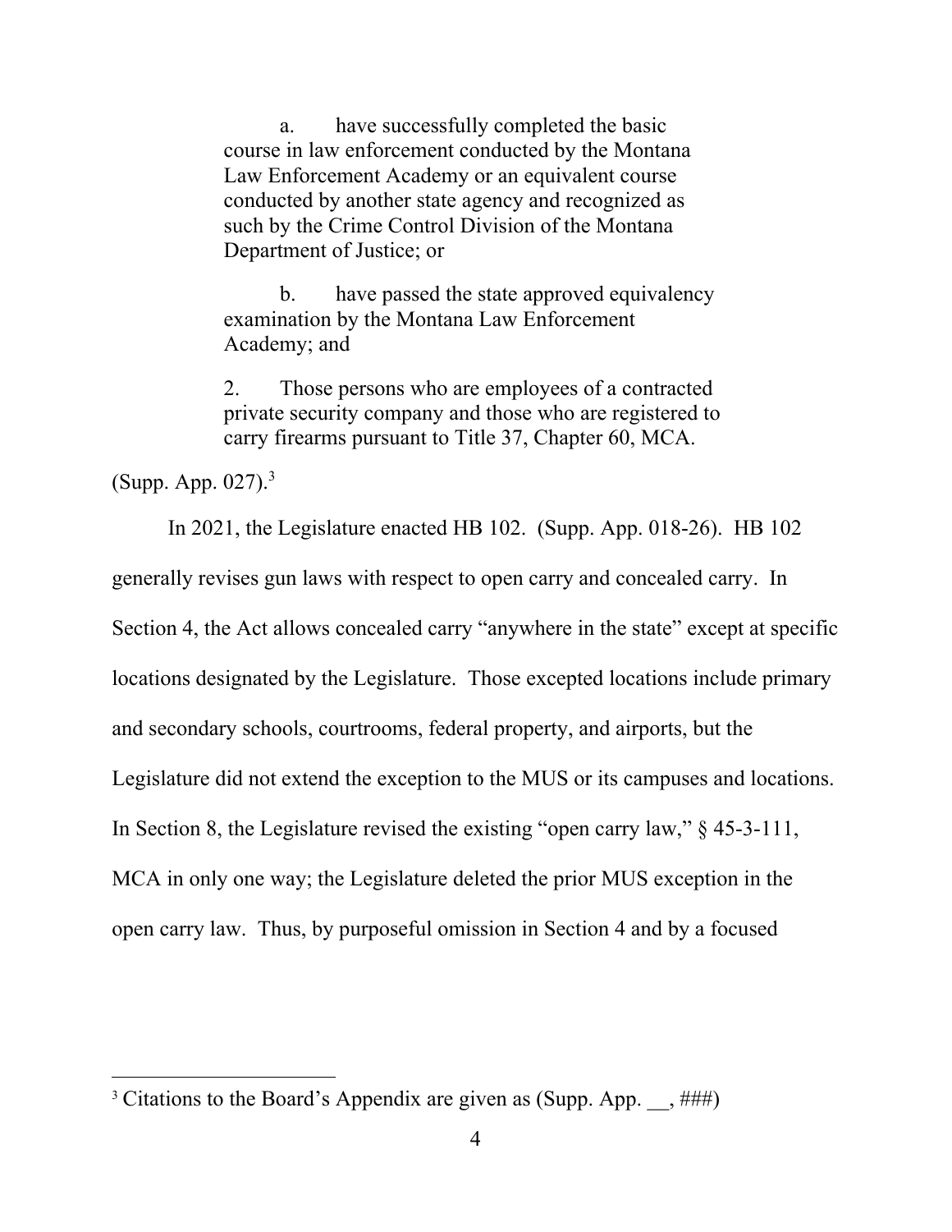> a. have successfully completed the basic course in law enforcement conducted by the Montana Law Enforcement Academy or an equivalent course conducted by another state agency and recognized as such by the Crime Control Division of the Montana Department of Justice; or
>
> b. have passed the state approved equivalency examination by the Montana Law Enforcement Academy; and
>
> 2. Those persons who are employees of a contracted private security company and those who are registered to carry firearms pursuant to Title 37, Chapter 60, MCA.

(Supp. App. 027).[3]

In 2021, the Legislature enacted HB 102. (Supp. App. 018-26). HB 102 generally revises gun laws with respect to open carry and concealed carry. In Section 4, the Act allows concealed carry "anywhere in the state" except at specific locations designated by the Legislature. Those excepted locations include primary and secondary schools, courtrooms, federal property, and airports, but the Legislature did not extend the exception to the MUS or its campuses and locations. In Section 8, the Legislature revised the existing "open carry law," § 45-3-111, MCA in only one way; the Legislature deleted the prior MUS exception in the open carry law. Thus, by purposeful omission in Section 4 and by a focused

---

[3] Citations to the Board's Appendix are given as (Supp. App. __, ###)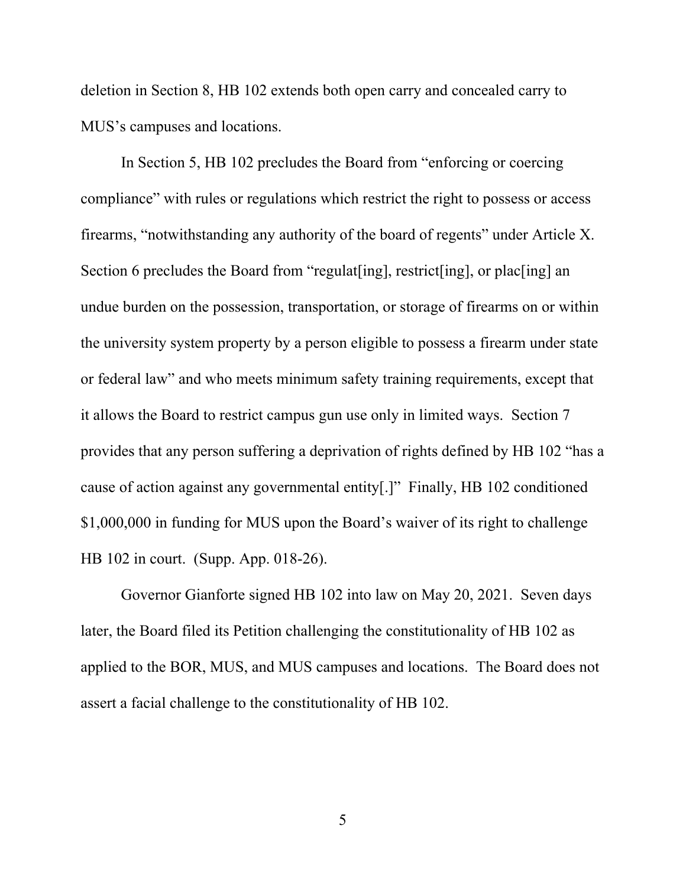deletion in Section 8, HB 102 extends both open carry and concealed carry to MUS's campuses and locations.

In Section 5, HB 102 precludes the Board from "enforcing or coercing compliance" with rules or regulations which restrict the right to possess or access firearms, "notwithstanding any authority of the board of regents" under Article X. Section 6 precludes the Board from "regulat[ing], restrict[ing], or plac[ing] an undue burden on the possession, transportation, or storage of firearms on or within the university system property by a person eligible to possess a firearm under state or federal law" and who meets minimum safety training requirements, except that it allows the Board to restrict campus gun use only in limited ways. Section 7 provides that any person suffering a deprivation of rights defined by HB 102 "has a cause of action against any governmental entity[.]" Finally, HB 102 conditioned $1,000,000 in funding for MUS upon the Board's waiver of its right to challenge HB 102 in court. (Supp. App. 018-26).

Governor Gianforte signed HB 102 into law on May 20, 2021. Seven days later, the Board filed its Petition challenging the constitutionality of HB 102 as applied to the BOR, MUS, and MUS campuses and locations. The Board does not assert a facial challenge to the constitutionality of HB 102.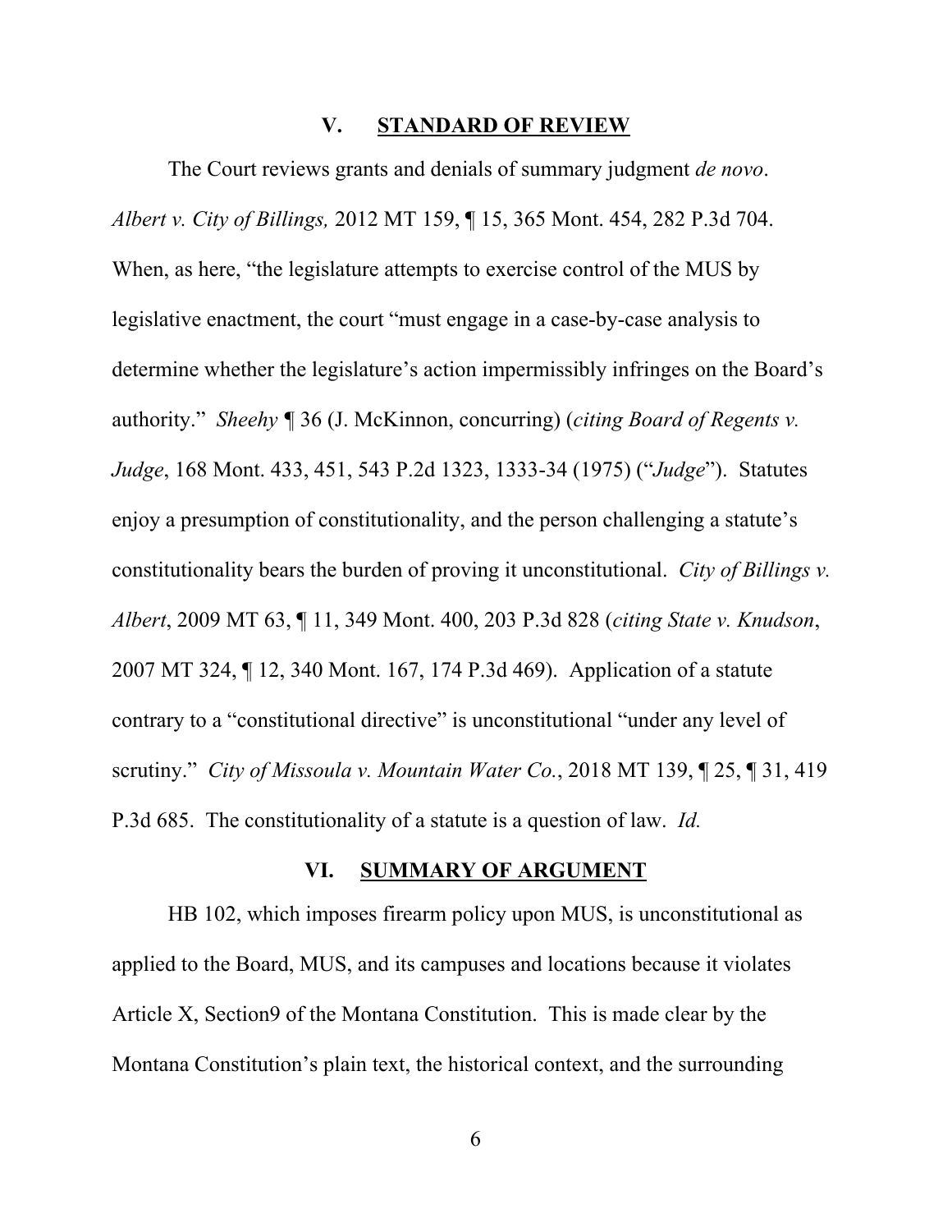## V. STANDARD OF REVIEW

The Court reviews grants and denials of summary judgment *de novo*. *Albert v. City of Billings,* 2012 MT 159, ¶ 15, 365 Mont. 454, 282 P.3d 704. When, as here, "the legislature attempts to exercise control of the MUS by legislative enactment, the court "must engage in a case-by-case analysis to determine whether the legislature's action impermissibly infringes on the Board's authority." *Sheehy* ¶ 36 (J. McKinnon, concurring) (*citing Board of Regents v. Judge*, 168 Mont. 433, 451, 543 P.2d 1323, 1333-34 (1975) ("*Judge*"). Statutes enjoy a presumption of constitutionality, and the person challenging a statute's constitutionality bears the burden of proving it unconstitutional. *City of Billings v. Albert*, 2009 MT 63, ¶ 11, 349 Mont. 400, 203 P.3d 828 (*citing State v. Knudson*, 2007 MT 324, ¶ 12, 340 Mont. 167, 174 P.3d 469). Application of a statute contrary to a "constitutional directive" is unconstitutional "under any level of scrutiny." *City of Missoula v. Mountain Water Co.*, 2018 MT 139, ¶ 25, ¶ 31, 419 P.3d 685. The constitutionality of a statute is a question of law. *Id.*

## VI. SUMMARY OF ARGUMENT

HB 102, which imposes firearm policy upon MUS, is unconstitutional as applied to the Board, MUS, and its campuses and locations because it violates Article X, Section9 of the Montana Constitution. This is made clear by the Montana Constitution's plain text, the historical context, and the surrounding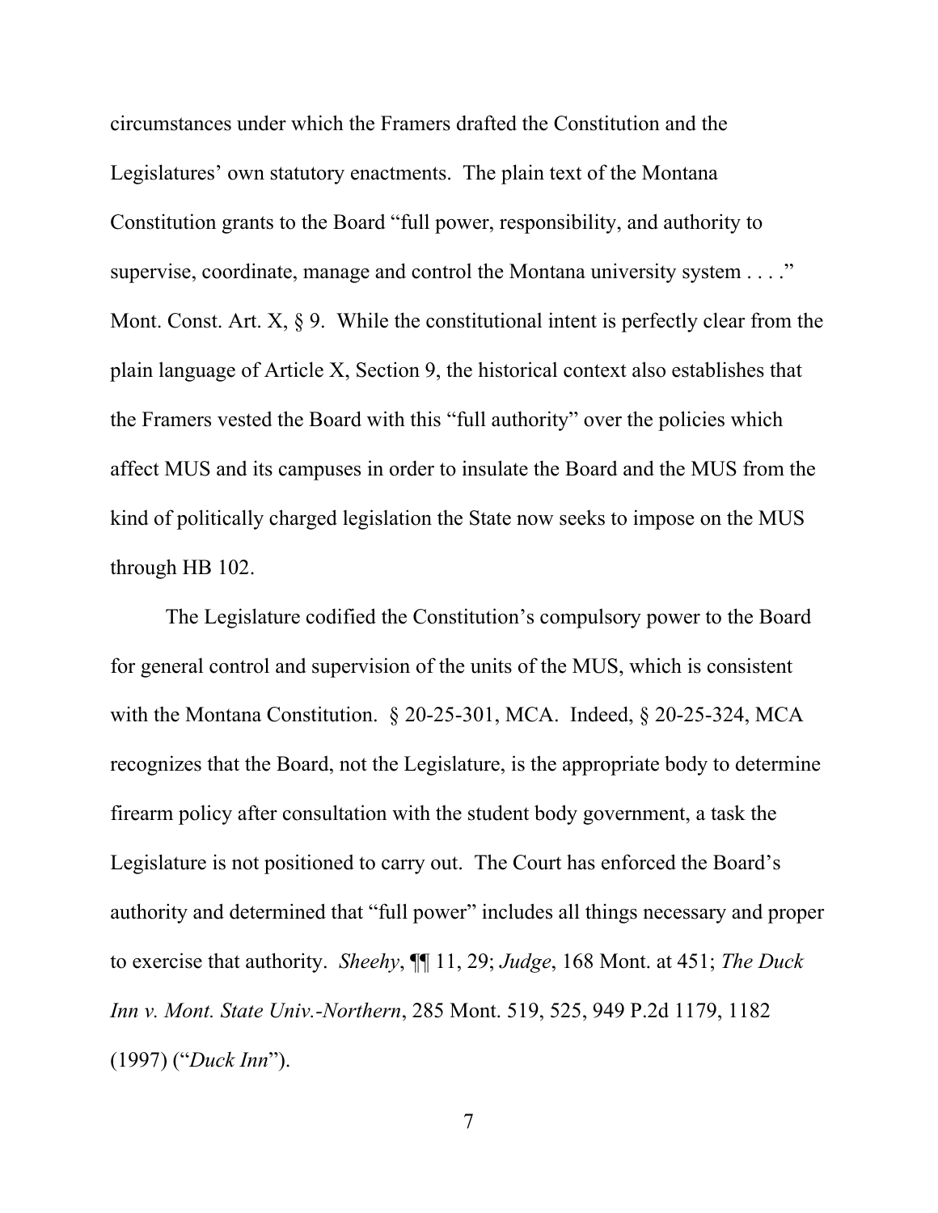circumstances under which the Framers drafted the Constitution and the Legislatures' own statutory enactments. The plain text of the Montana Constitution grants to the Board "full power, responsibility, and authority to supervise, coordinate, manage and control the Montana university system . . . ." Mont. Const. Art. X, § 9. While the constitutional intent is perfectly clear from the plain language of Article X, Section 9, the historical context also establishes that the Framers vested the Board with this "full authority" over the policies which affect MUS and its campuses in order to insulate the Board and the MUS from the kind of politically charged legislation the State now seeks to impose on the MUS through HB 102.

The Legislature codified the Constitution's compulsory power to the Board for general control and supervision of the units of the MUS, which is consistent with the Montana Constitution. § 20-25-301, MCA. Indeed, § 20-25-324, MCA recognizes that the Board, not the Legislature, is the appropriate body to determine firearm policy after consultation with the student body government, a task the Legislature is not positioned to carry out. The Court has enforced the Board's authority and determined that "full power" includes all things necessary and proper to exercise that authority. *Sheehy*, ¶¶ 11, 29; *Judge*, 168 Mont. at 451; *The Duck Inn v. Mont. State Univ.-Northern*, 285 Mont. 519, 525, 949 P.2d 1179, 1182 (1997) ("*Duck Inn*").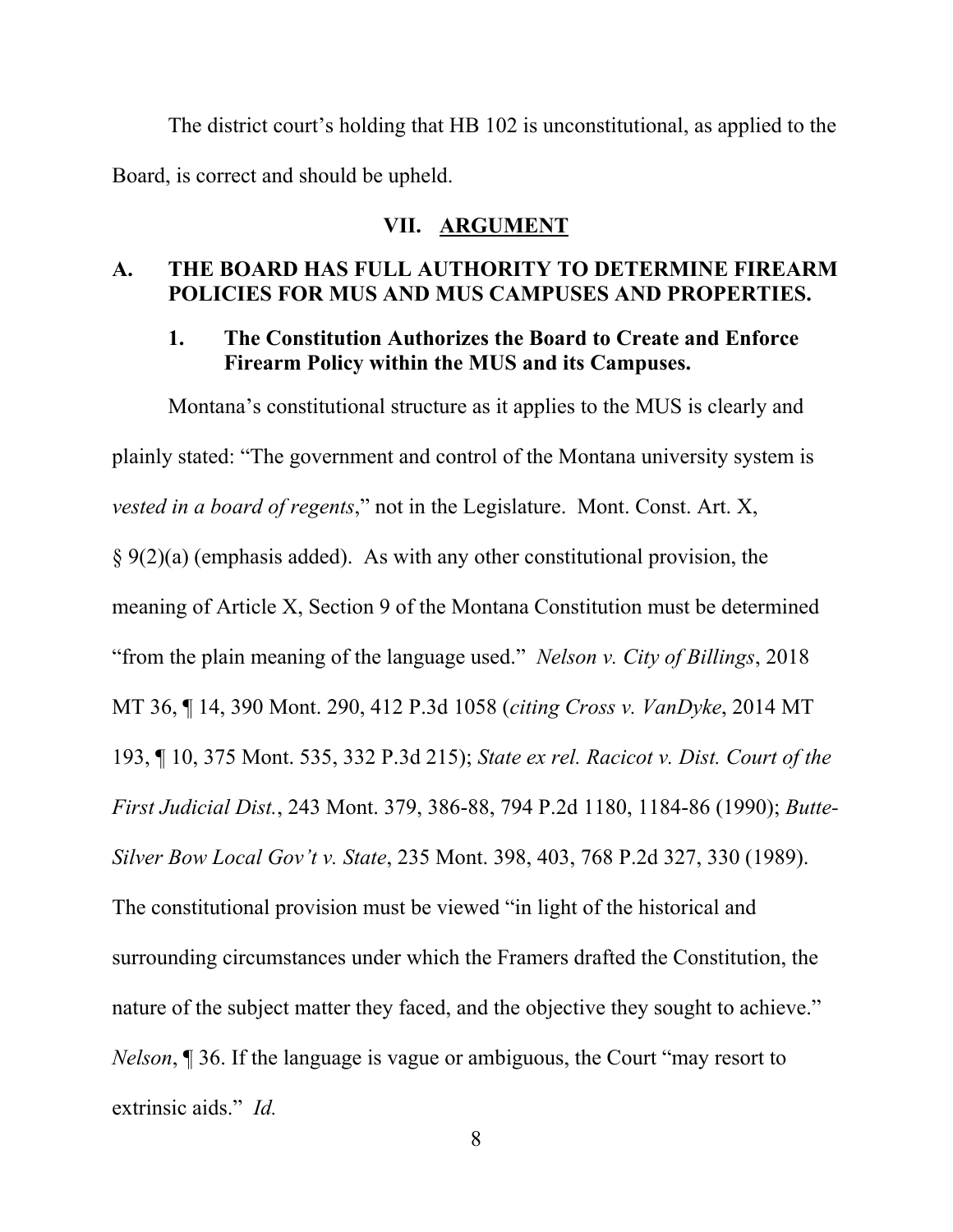The district court's holding that HB 102 is unconstitutional, as applied to the Board, is correct and should be upheld.

## VII. ARGUMENT

### A. THE BOARD HAS FULL AUTHORITY TO DETERMINE FIREARM POLICIES FOR MUS AND MUS CAMPUSES AND PROPERTIES.

#### 1. The Constitution Authorizes the Board to Create and Enforce Firearm Policy within the MUS and its Campuses.

Montana's constitutional structure as it applies to the MUS is clearly and plainly stated: "The government and control of the Montana university system is *vested in a board of regents*," not in the Legislature. Mont. Const. Art. X, § 9(2)(a) (emphasis added). As with any other constitutional provision, the meaning of Article X, Section 9 of the Montana Constitution must be determined "from the plain meaning of the language used." *Nelson v. City of Billings*, 2018 MT 36, ¶ 14, 390 Mont. 290, 412 P.3d 1058 (*citing Cross v. VanDyke*, 2014 MT 193, ¶ 10, 375 Mont. 535, 332 P.3d 215); *State ex rel. Racicot v. Dist. Court of the First Judicial Dist.*, 243 Mont. 379, 386-88, 794 P.2d 1180, 1184-86 (1990); *Butte-Silver Bow Local Gov't v. State*, 235 Mont. 398, 403, 768 P.2d 327, 330 (1989). The constitutional provision must be viewed "in light of the historical and surrounding circumstances under which the Framers drafted the Constitution, the nature of the subject matter they faced, and the objective they sought to achieve." *Nelson*, ¶ 36. If the language is vague or ambiguous, the Court "may resort to extrinsic aids." *Id.*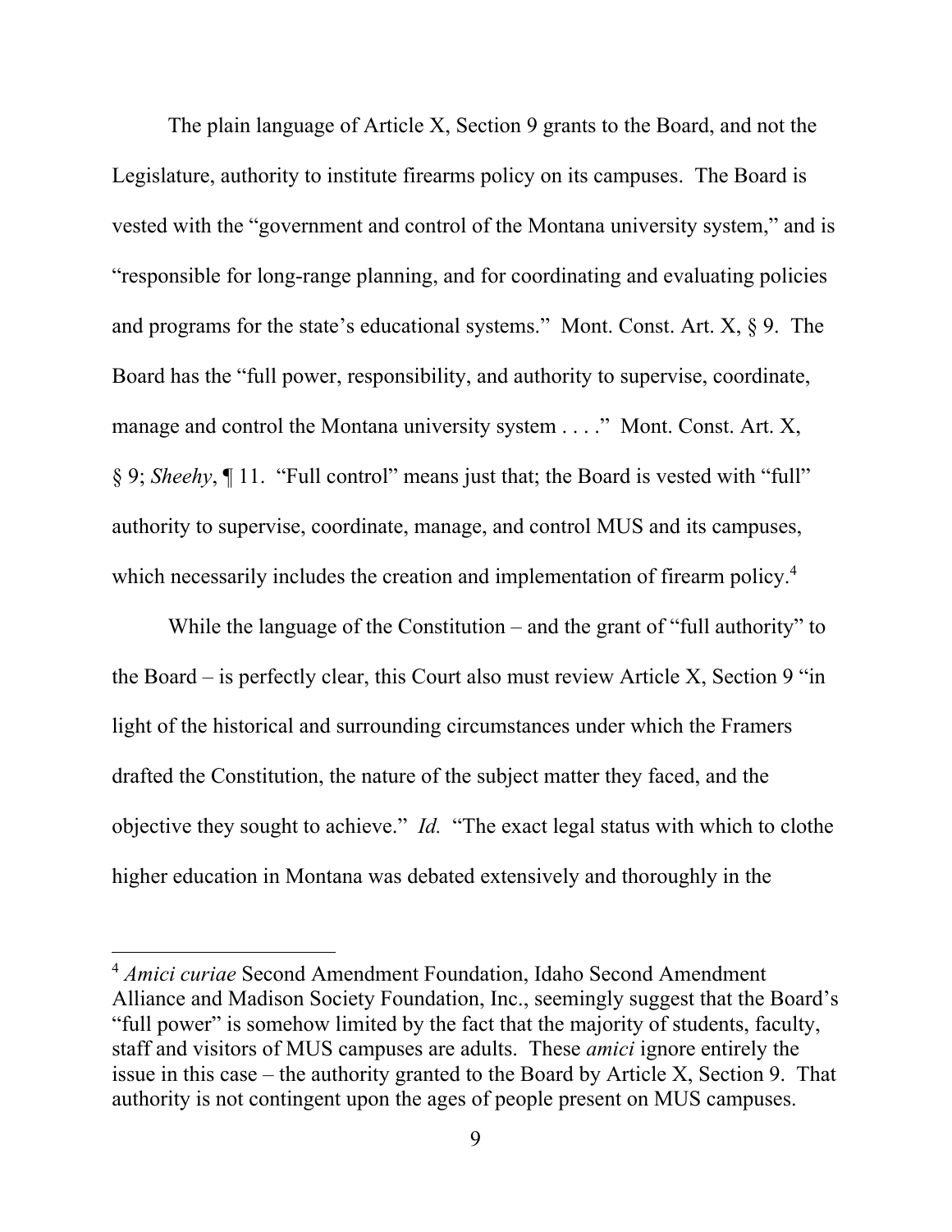The plain language of Article X, Section 9 grants to the Board, and not the Legislature, authority to institute firearms policy on its campuses. The Board is vested with the "government and control of the Montana university system," and is "responsible for long-range planning, and for coordinating and evaluating policies and programs for the state's educational systems." Mont. Const. Art. X, § 9. The Board has the "full power, responsibility, and authority to supervise, coordinate, manage and control the Montana university system . . . ." Mont. Const. Art. X, § 9; *Sheehy*, ¶ 11. "Full control" means just that; the Board is vested with "full" authority to supervise, coordinate, manage, and control MUS and its campuses, which necessarily includes the creation and implementation of firearm policy.[4]

While the language of the Constitution – and the grant of "full authority" to the Board – is perfectly clear, this Court also must review Article X, Section 9 "in light of the historical and surrounding circumstances under which the Framers drafted the Constitution, the nature of the subject matter they faced, and the objective they sought to achieve." *Id.* "The exact legal status with which to clothe higher education in Montana was debated extensively and thoroughly in the

[4] *Amici curiae* Second Amendment Foundation, Idaho Second Amendment Alliance and Madison Society Foundation, Inc., seemingly suggest that the Board's "full power" is somehow limited by the fact that the majority of students, faculty, staff and visitors of MUS campuses are adults. These *amici* ignore entirely the issue in this case – the authority granted to the Board by Article X, Section 9. That authority is not contingent upon the ages of people present on MUS campuses.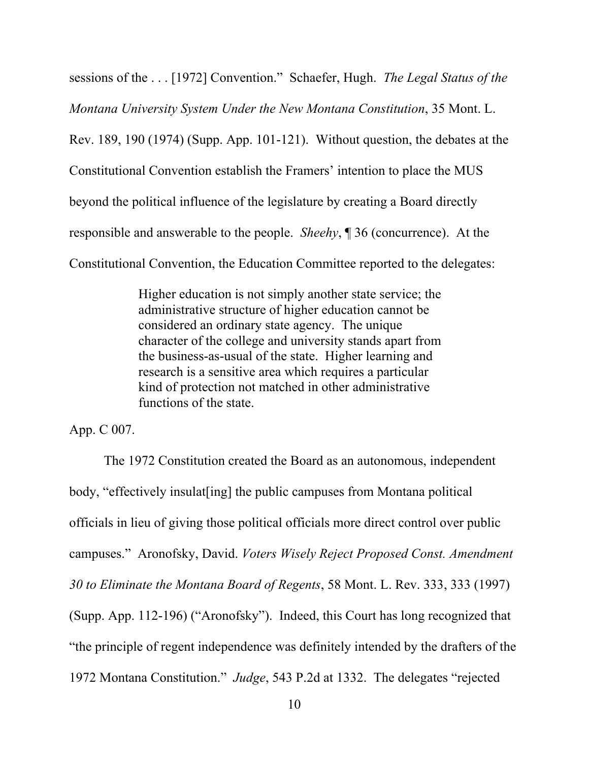sessions of the . . . [1972] Convention." Schaefer, Hugh. *The Legal Status of the Montana University System Under the New Montana Constitution*, 35 Mont. L. Rev. 189, 190 (1974) (Supp. App. 101-121). Without question, the debates at the Constitutional Convention establish the Framers' intention to place the MUS beyond the political influence of the legislature by creating a Board directly responsible and answerable to the people. *Sheehy*, ¶ 36 (concurrence). At the Constitutional Convention, the Education Committee reported to the delegates:

> Higher education is not simply another state service; the administrative structure of higher education cannot be considered an ordinary state agency. The unique character of the college and university stands apart from the business-as-usual of the state. Higher learning and research is a sensitive area which requires a particular kind of protection not matched in other administrative functions of the state.

App. C 007.

The 1972 Constitution created the Board as an autonomous, independent body, "effectively insulat[ing] the public campuses from Montana political officials in lieu of giving those political officials more direct control over public campuses." Aronofsky, David. *Voters Wisely Reject Proposed Const. Amendment 30 to Eliminate the Montana Board of Regents*, 58 Mont. L. Rev. 333, 333 (1997) (Supp. App. 112-196) ("Aronofsky"). Indeed, this Court has long recognized that "the principle of regent independence was definitely intended by the drafters of the 1972 Montana Constitution." *Judge*, 543 P.2d at 1332. The delegates "rejected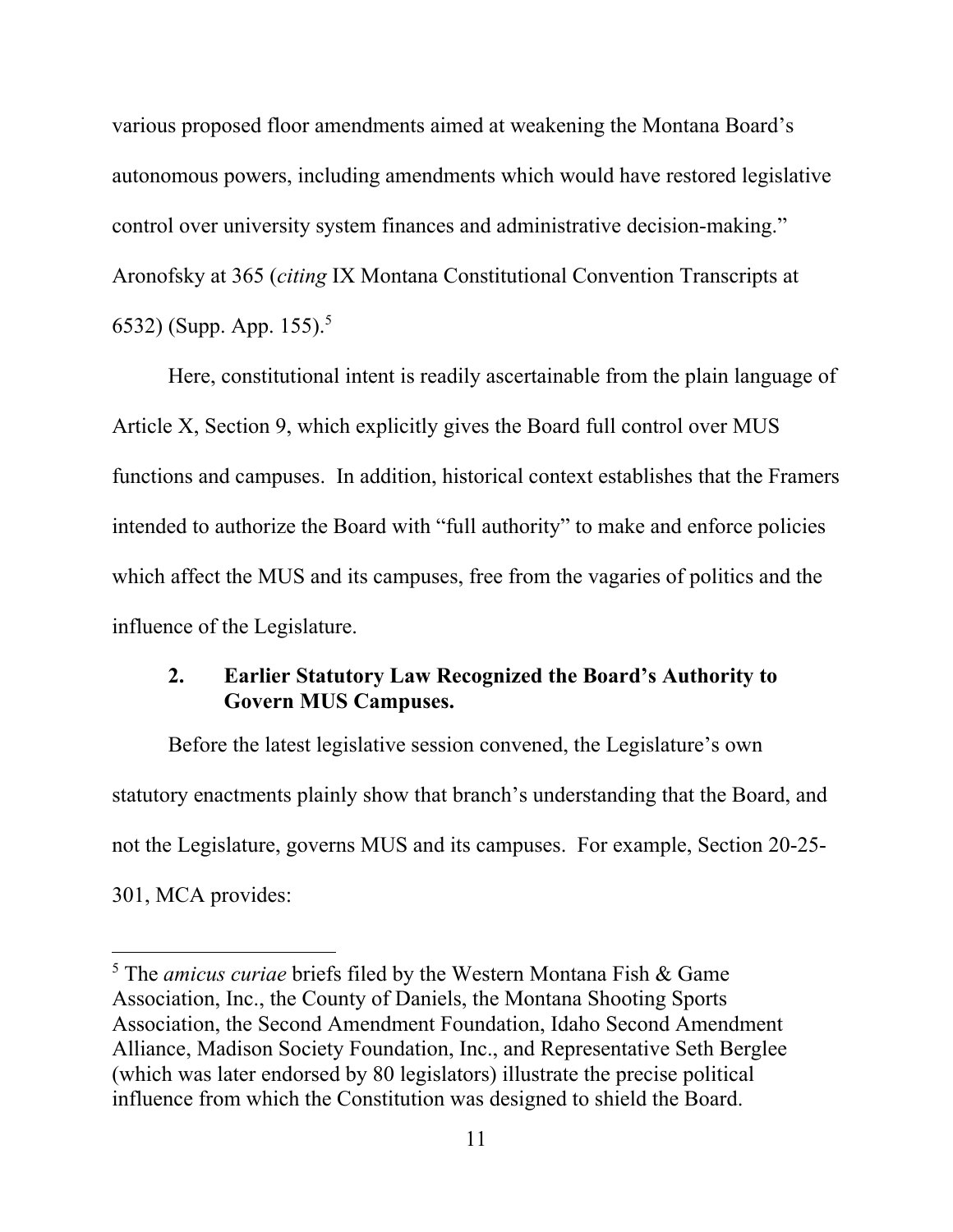various proposed floor amendments aimed at weakening the Montana Board's autonomous powers, including amendments which would have restored legislative control over university system finances and administrative decision-making." Aronofsky at 365 (*citing* IX Montana Constitutional Convention Transcripts at 6532) (Supp. App. 155).[5]

Here, constitutional intent is readily ascertainable from the plain language of Article X, Section 9, which explicitly gives the Board full control over MUS functions and campuses. In addition, historical context establishes that the Framers intended to authorize the Board with "full authority" to make and enforce policies which affect the MUS and its campuses, free from the vagaries of politics and the influence of the Legislature.

### 2. Earlier Statutory Law Recognized the Board's Authority to Govern MUS Campuses.

Before the latest legislative session convened, the Legislature's own statutory enactments plainly show that branch's understanding that the Board, and not the Legislature, governs MUS and its campuses. For example, Section 20-25-301, MCA provides:

---

[5] The *amicus curiae* briefs filed by the Western Montana Fish & Game Association, Inc., the County of Daniels, the Montana Shooting Sports Association, the Second Amendment Foundation, Idaho Second Amendment Alliance, Madison Society Foundation, Inc., and Representative Seth Berglee (which was later endorsed by 80 legislators) illustrate the precise political influence from which the Constitution was designed to shield the Board.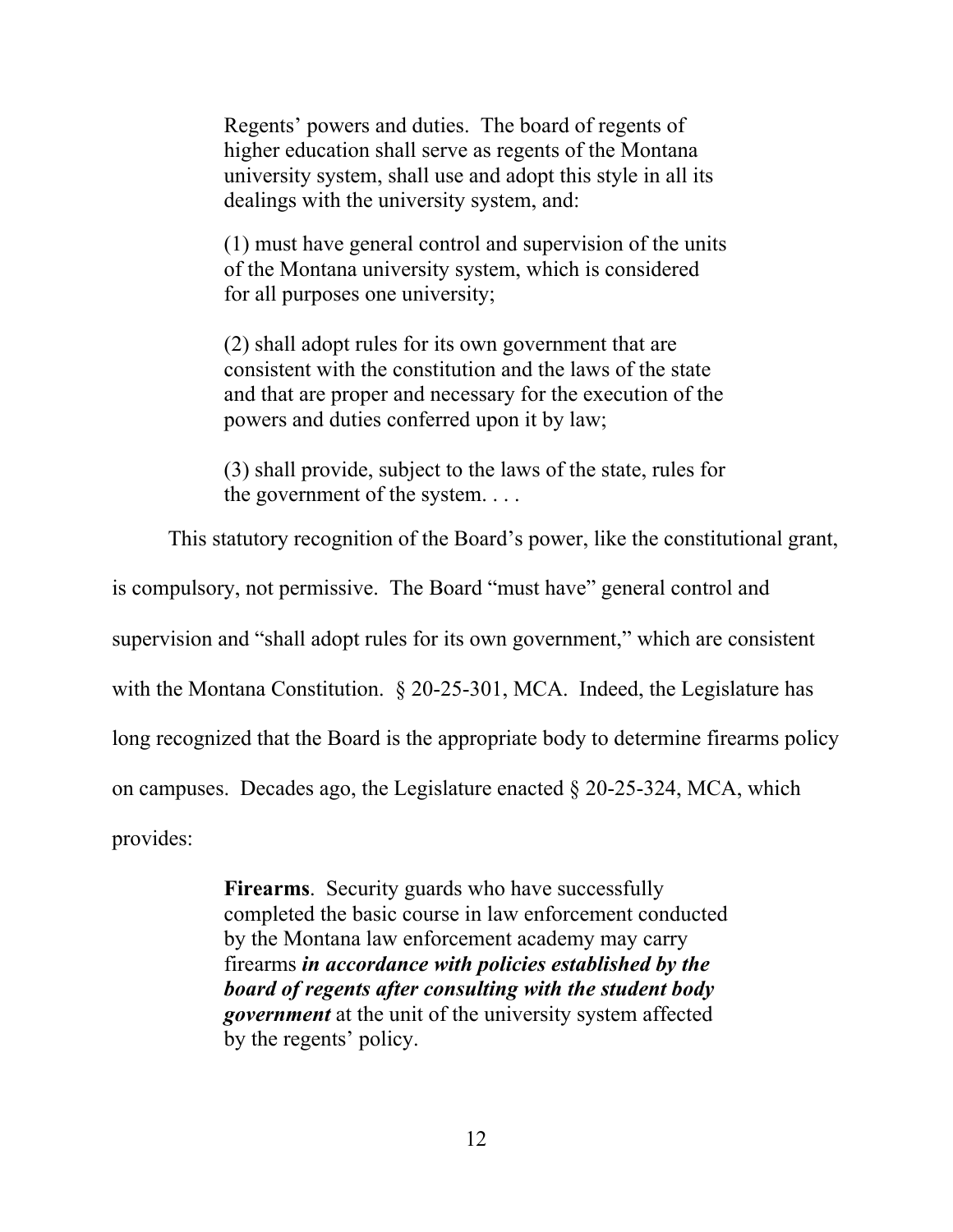> Regents' powers and duties. The board of regents of higher education shall serve as regents of the Montana university system, shall use and adopt this style in all its dealings with the university system, and:
>
> (1) must have general control and supervision of the units of the Montana university system, which is considered for all purposes one university;
>
> (2) shall adopt rules for its own government that are consistent with the constitution and the laws of the state and that are proper and necessary for the execution of the powers and duties conferred upon it by law;
>
> (3) shall provide, subject to the laws of the state, rules for the government of the system. . . .

This statutory recognition of the Board's power, like the constitutional grant, is compulsory, not permissive. The Board "must have" general control and supervision and "shall adopt rules for its own government," which are consistent with the Montana Constitution. § 20-25-301, MCA. Indeed, the Legislature has long recognized that the Board is the appropriate body to determine firearms policy on campuses. Decades ago, the Legislature enacted § 20-25-324, MCA, which provides:

> **Firearms**. Security guards who have successfully completed the basic course in law enforcement conducted by the Montana law enforcement academy may carry firearms ***in accordance with policies established by the board of regents after consulting with the student body government*** at the unit of the university system affected by the regents' policy.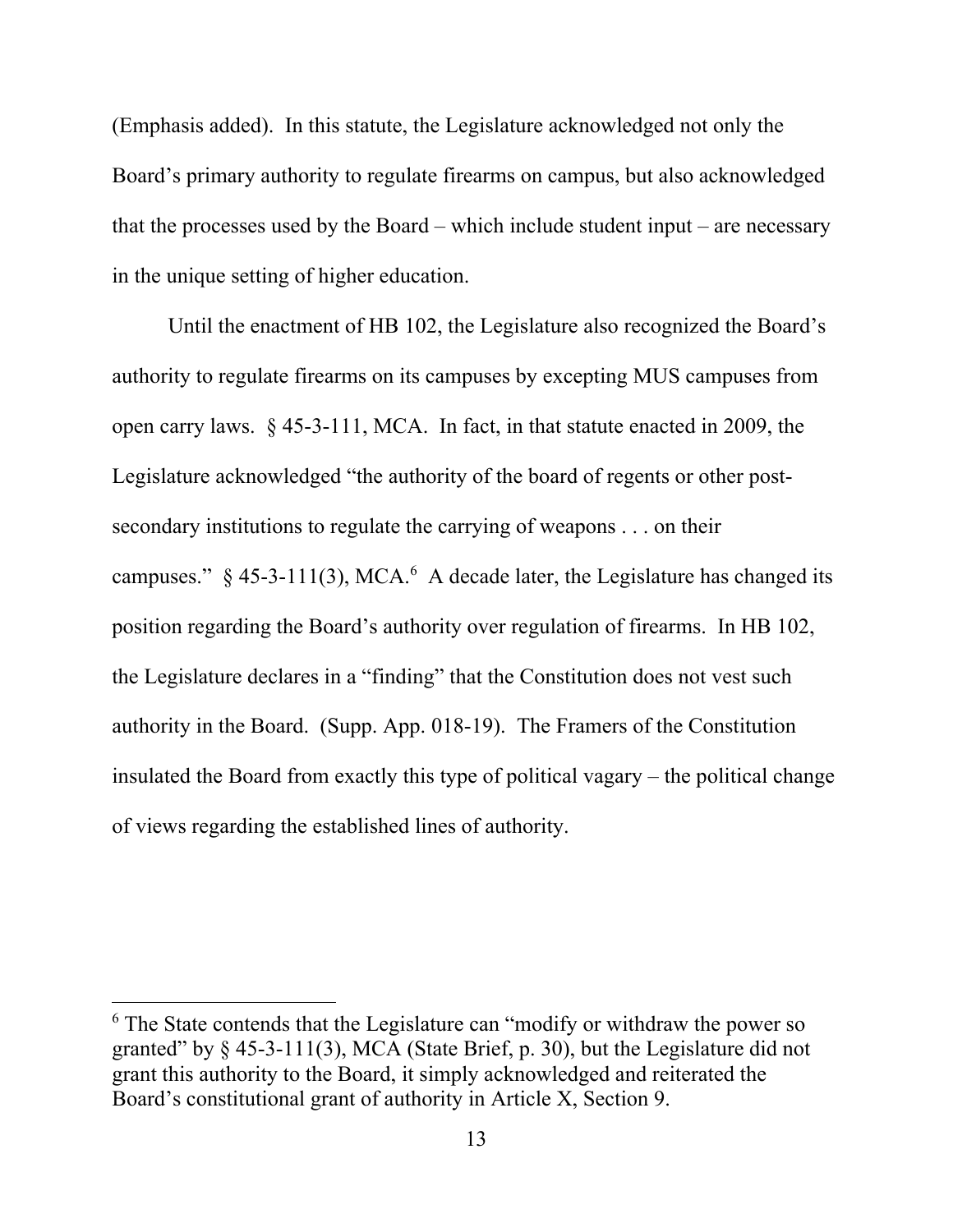(Emphasis added). In this statute, the Legislature acknowledged not only the Board's primary authority to regulate firearms on campus, but also acknowledged that the processes used by the Board – which include student input – are necessary in the unique setting of higher education.

Until the enactment of HB 102, the Legislature also recognized the Board's authority to regulate firearms on its campuses by excepting MUS campuses from open carry laws. § 45-3-111, MCA. In fact, in that statute enacted in 2009, the Legislature acknowledged "the authority of the board of regents or other post-secondary institutions to regulate the carrying of weapons . . . on their campuses." § 45-3-111(3), MCA.[6] A decade later, the Legislature has changed its position regarding the Board's authority over regulation of firearms. In HB 102, the Legislature declares in a "finding" that the Constitution does not vest such authority in the Board. (Supp. App. 018-19). The Framers of the Constitution insulated the Board from exactly this type of political vagary – the political change of views regarding the established lines of authority.

---

[6] The State contends that the Legislature can "modify or withdraw the power so granted" by § 45-3-111(3), MCA (State Brief, p. 30), but the Legislature did not grant this authority to the Board, it simply acknowledged and reiterated the Board's constitutional grant of authority in Article X, Section 9.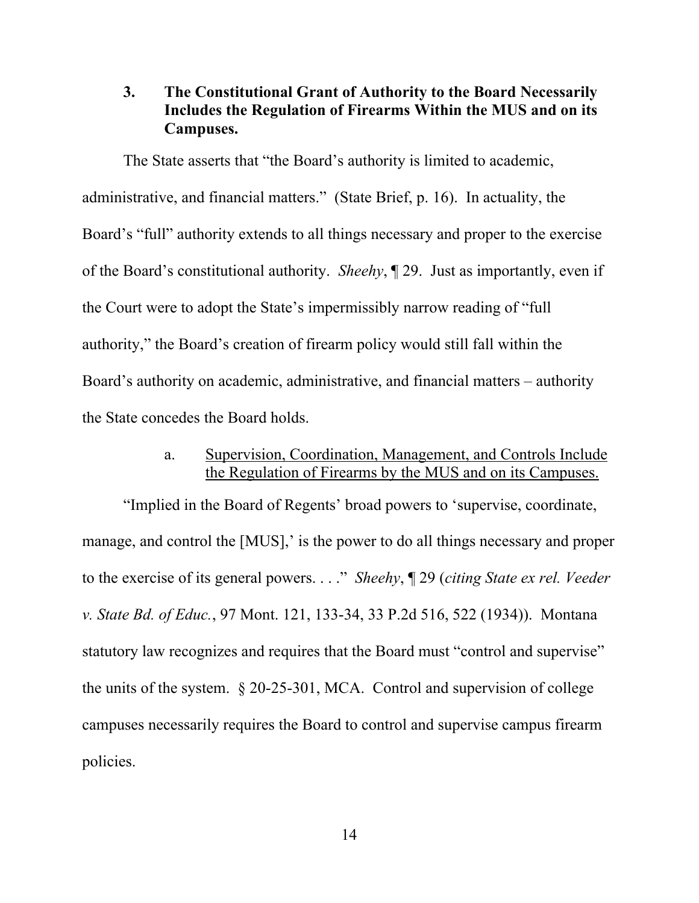### 3. The Constitutional Grant of Authority to the Board Necessarily Includes the Regulation of Firearms Within the MUS and on its Campuses.

The State asserts that "the Board's authority is limited to academic, administrative, and financial matters." (State Brief, p. 16). In actuality, the Board's "full" authority extends to all things necessary and proper to the exercise of the Board's constitutional authority. *Sheehy*, ¶ 29. Just as importantly, even if the Court were to adopt the State's impermissibly narrow reading of "full authority," the Board's creation of firearm policy would still fall within the Board's authority on academic, administrative, and financial matters – authority the State concedes the Board holds.

#### a. <u>Supervision, Coordination, Management, and Controls Include the Regulation of Firearms by the MUS and on its Campuses.</u>

"Implied in the Board of Regents' broad powers to 'supervise, coordinate, manage, and control the [MUS],' is the power to do all things necessary and proper to the exercise of its general powers. . . ." *Sheehy*, ¶ 29 (*citing State ex rel. Veeder v. State Bd. of Educ.*, 97 Mont. 121, 133-34, 33 P.2d 516, 522 (1934)). Montana statutory law recognizes and requires that the Board must "control and supervise" the units of the system. § 20-25-301, MCA. Control and supervision of college campuses necessarily requires the Board to control and supervise campus firearm policies.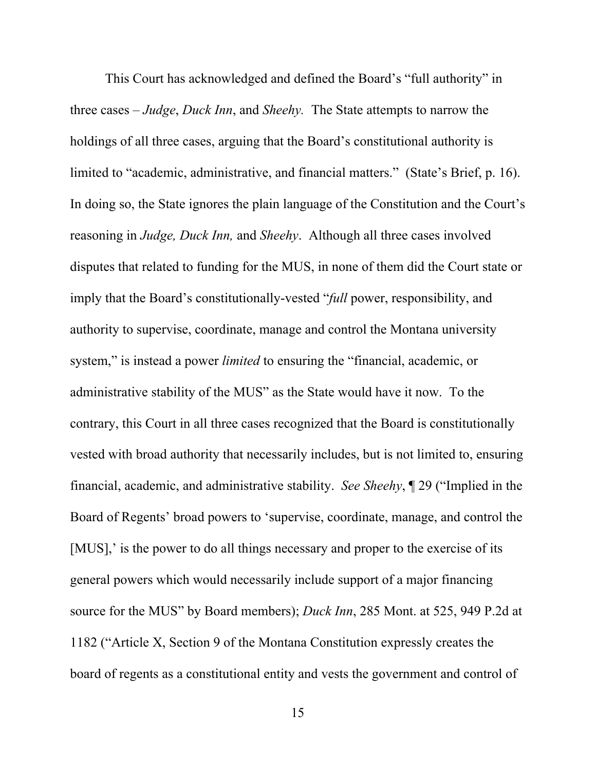This Court has acknowledged and defined the Board's "full authority" in three cases – *Judge*, *Duck Inn*, and *Sheehy.* The State attempts to narrow the holdings of all three cases, arguing that the Board's constitutional authority is limited to "academic, administrative, and financial matters." (State's Brief, p. 16). In doing so, the State ignores the plain language of the Constitution and the Court's reasoning in *Judge, Duck Inn,* and *Sheehy*. Although all three cases involved disputes that related to funding for the MUS, in none of them did the Court state or imply that the Board's constitutionally-vested "*full* power, responsibility, and authority to supervise, coordinate, manage and control the Montana university system," is instead a power *limited* to ensuring the "financial, academic, or administrative stability of the MUS" as the State would have it now. To the contrary, this Court in all three cases recognized that the Board is constitutionally vested with broad authority that necessarily includes, but is not limited to, ensuring financial, academic, and administrative stability. *See Sheehy*, ¶ 29 ("Implied in the Board of Regents' broad powers to 'supervise, coordinate, manage, and control the [MUS],' is the power to do all things necessary and proper to the exercise of its general powers which would necessarily include support of a major financing source for the MUS" by Board members); *Duck Inn*, 285 Mont. at 525, 949 P.2d at 1182 ("Article X, Section 9 of the Montana Constitution expressly creates the board of regents as a constitutional entity and vests the government and control of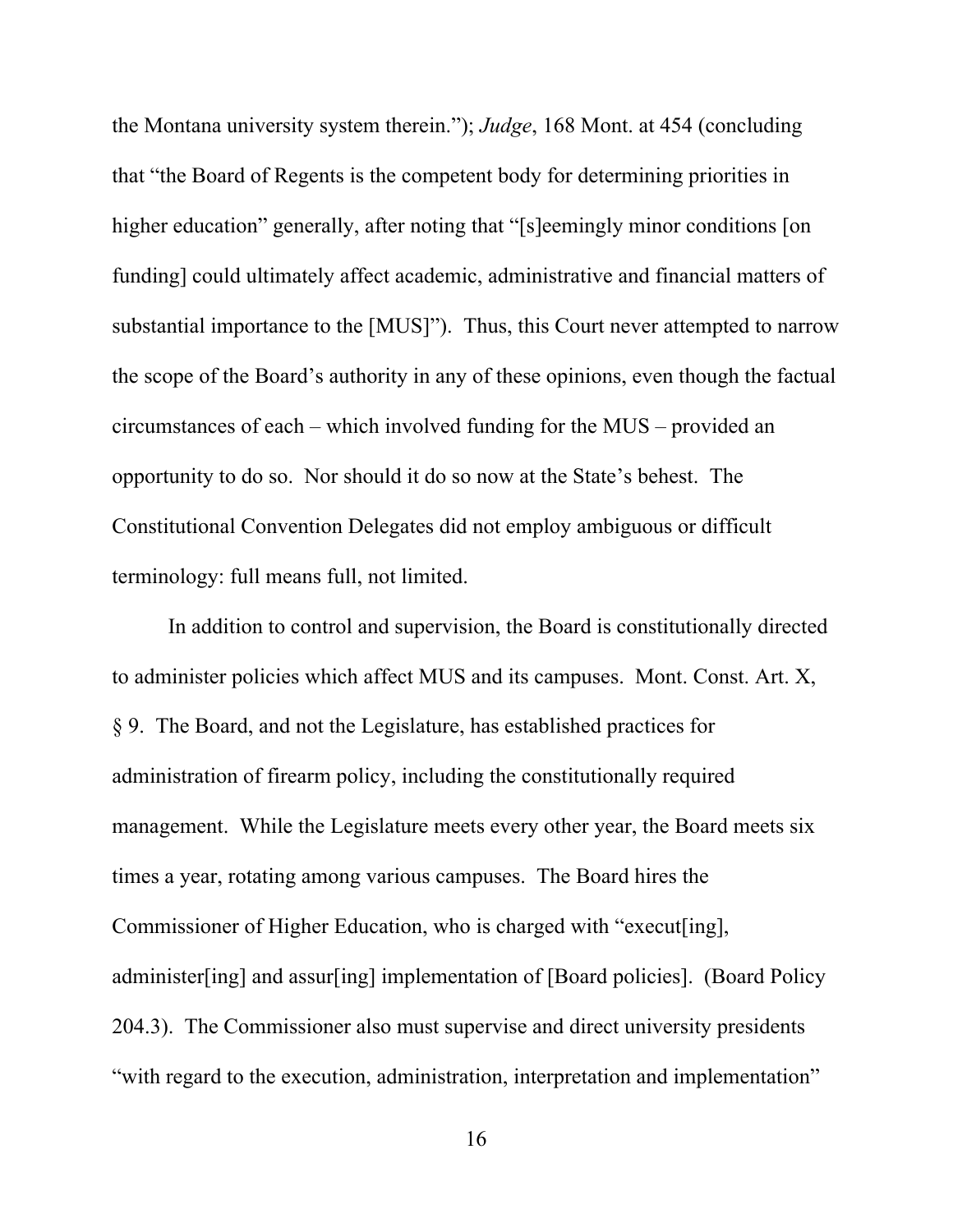the Montana university system therein."); *Judge*, 168 Mont. at 454 (concluding that "the Board of Regents is the competent body for determining priorities in higher education" generally, after noting that "[s]eemingly minor conditions [on funding] could ultimately affect academic, administrative and financial matters of substantial importance to the [MUS]"). Thus, this Court never attempted to narrow the scope of the Board's authority in any of these opinions, even though the factual circumstances of each – which involved funding for the MUS – provided an opportunity to do so. Nor should it do so now at the State's behest. The Constitutional Convention Delegates did not employ ambiguous or difficult terminology: full means full, not limited.

In addition to control and supervision, the Board is constitutionally directed to administer policies which affect MUS and its campuses. Mont. Const. Art. X, § 9. The Board, and not the Legislature, has established practices for administration of firearm policy, including the constitutionally required management. While the Legislature meets every other year, the Board meets six times a year, rotating among various campuses. The Board hires the Commissioner of Higher Education, who is charged with "execut[ing], administer[ing] and assur[ing] implementation of [Board policies]. (Board Policy 204.3). The Commissioner also must supervise and direct university presidents "with regard to the execution, administration, interpretation and implementation"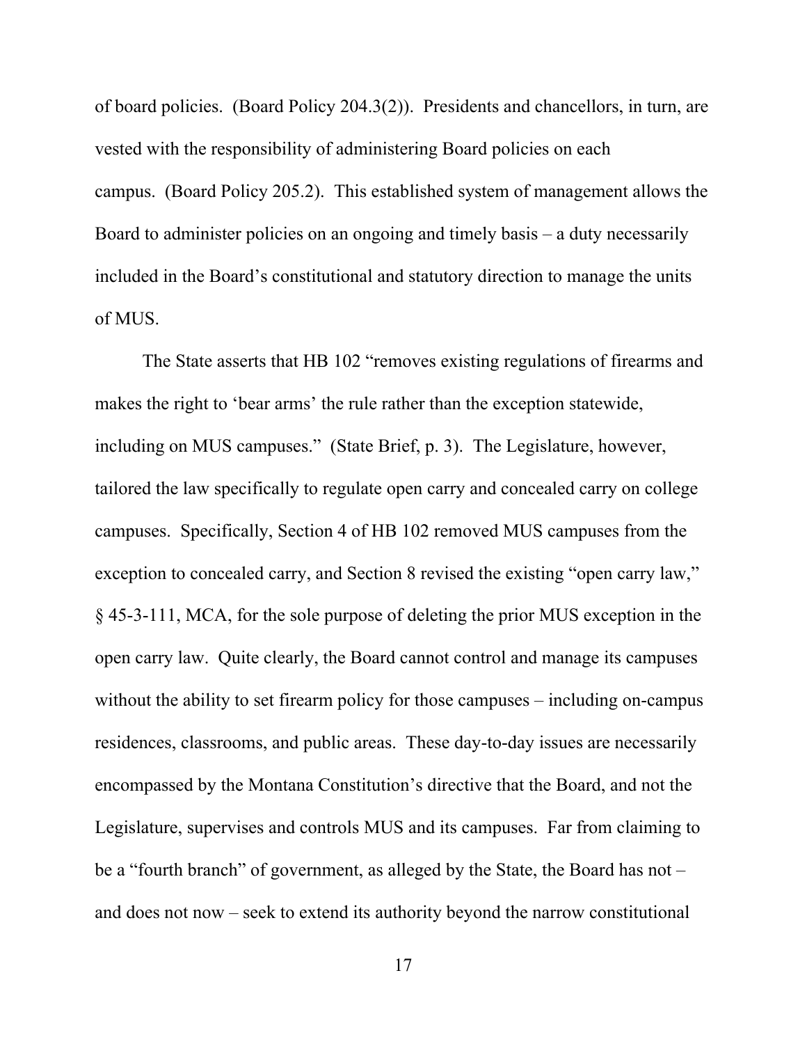of board policies. (Board Policy 204.3(2)). Presidents and chancellors, in turn, are vested with the responsibility of administering Board policies on each campus. (Board Policy 205.2). This established system of management allows the Board to administer policies on an ongoing and timely basis – a duty necessarily included in the Board's constitutional and statutory direction to manage the units of MUS.

The State asserts that HB 102 "removes existing regulations of firearms and makes the right to 'bear arms' the rule rather than the exception statewide, including on MUS campuses." (State Brief, p. 3). The Legislature, however, tailored the law specifically to regulate open carry and concealed carry on college campuses. Specifically, Section 4 of HB 102 removed MUS campuses from the exception to concealed carry, and Section 8 revised the existing "open carry law," § 45-3-111, MCA, for the sole purpose of deleting the prior MUS exception in the open carry law. Quite clearly, the Board cannot control and manage its campuses without the ability to set firearm policy for those campuses – including on-campus residences, classrooms, and public areas. These day-to-day issues are necessarily encompassed by the Montana Constitution's directive that the Board, and not the Legislature, supervises and controls MUS and its campuses. Far from claiming to be a "fourth branch" of government, as alleged by the State, the Board has not – and does not now – seek to extend its authority beyond the narrow constitutional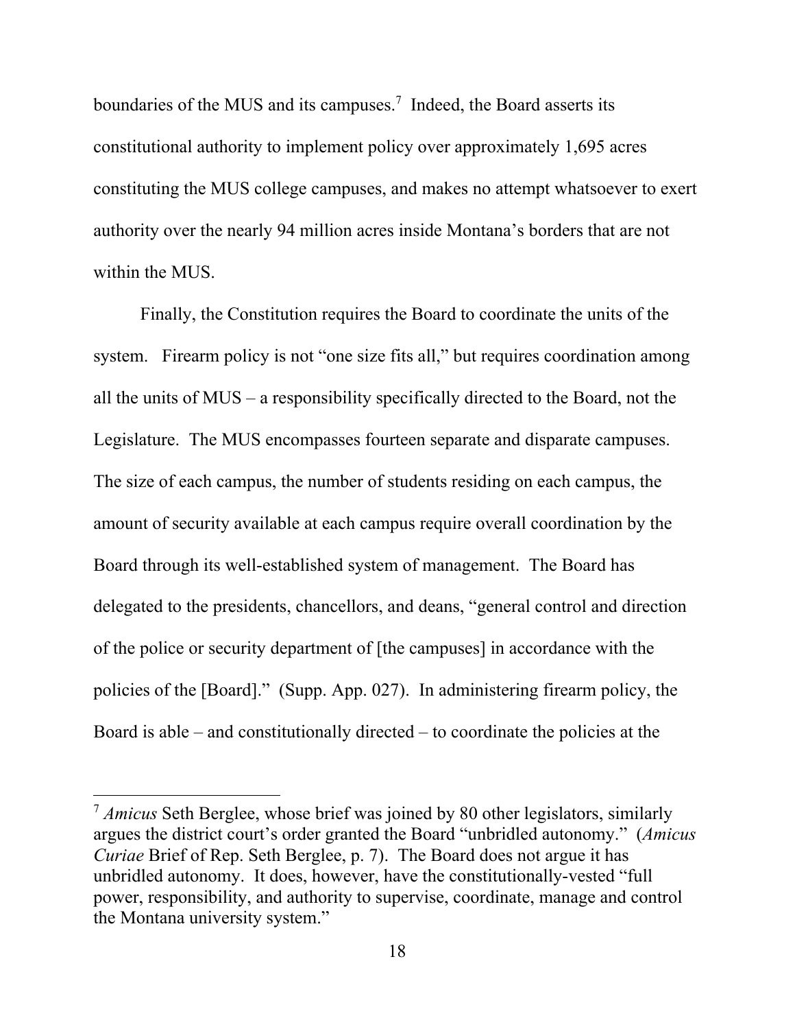boundaries of the MUS and its campuses.[7] Indeed, the Board asserts its constitutional authority to implement policy over approximately 1,695 acres constituting the MUS college campuses, and makes no attempt whatsoever to exert authority over the nearly 94 million acres inside Montana's borders that are not within the MUS.

Finally, the Constitution requires the Board to coordinate the units of the system. Firearm policy is not "one size fits all," but requires coordination among all the units of MUS – a responsibility specifically directed to the Board, not the Legislature. The MUS encompasses fourteen separate and disparate campuses. The size of each campus, the number of students residing on each campus, the amount of security available at each campus require overall coordination by the Board through its well-established system of management. The Board has delegated to the presidents, chancellors, and deans, "general control and direction of the police or security department of [the campuses] in accordance with the policies of the [Board]." (Supp. App. 027). In administering firearm policy, the Board is able – and constitutionally directed – to coordinate the policies at the

---

[7] *Amicus* Seth Berglee, whose brief was joined by 80 other legislators, similarly argues the district court's order granted the Board "unbridled autonomy." (*Amicus Curiae* Brief of Rep. Seth Berglee, p. 7). The Board does not argue it has unbridled autonomy. It does, however, have the constitutionally-vested "full power, responsibility, and authority to supervise, coordinate, manage and control the Montana university system."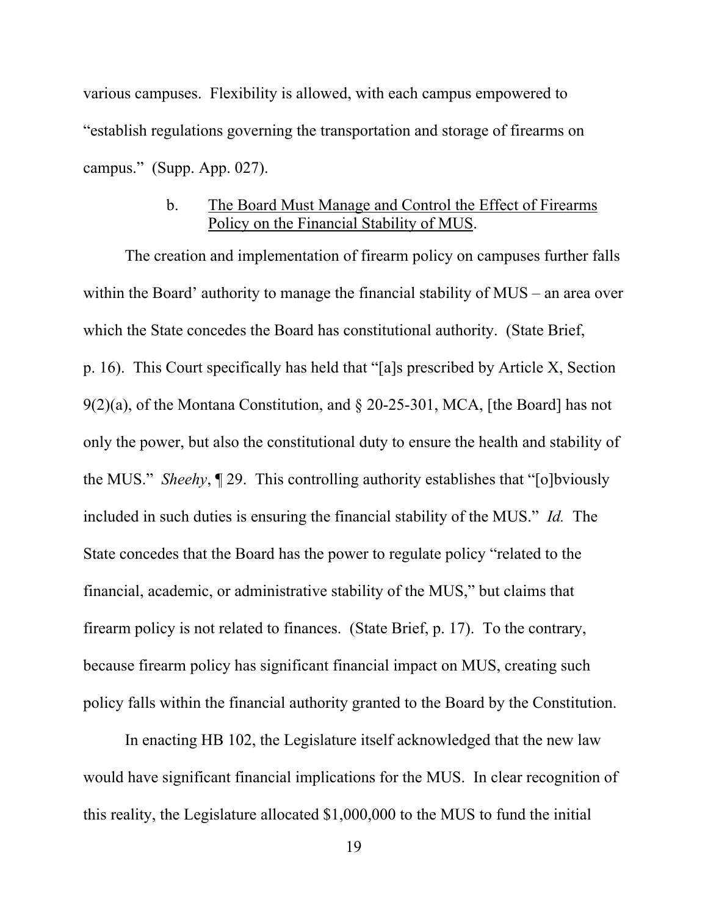various campuses. Flexibility is allowed, with each campus empowered to "establish regulations governing the transportation and storage of firearms on campus." (Supp. App. 027).

### b. The Board Must Manage and Control the Effect of Firearms Policy on the Financial Stability of MUS.

The creation and implementation of firearm policy on campuses further falls within the Board' authority to manage the financial stability of MUS – an area over which the State concedes the Board has constitutional authority. (State Brief, p. 16). This Court specifically has held that "[a]s prescribed by Article X, Section 9(2)(a), of the Montana Constitution, and § 20-25-301, MCA, [the Board] has not only the power, but also the constitutional duty to ensure the health and stability of the MUS." *Sheehy*, ¶ 29. This controlling authority establishes that "[o]bviously included in such duties is ensuring the financial stability of the MUS." *Id.* The State concedes that the Board has the power to regulate policy "related to the financial, academic, or administrative stability of the MUS," but claims that firearm policy is not related to finances. (State Brief, p. 17). To the contrary, because firearm policy has significant financial impact on MUS, creating such policy falls within the financial authority granted to the Board by the Constitution.

In enacting HB 102, the Legislature itself acknowledged that the new law would have significant financial implications for the MUS. In clear recognition of this reality, the Legislature allocated $1,000,000 to the MUS to fund the initial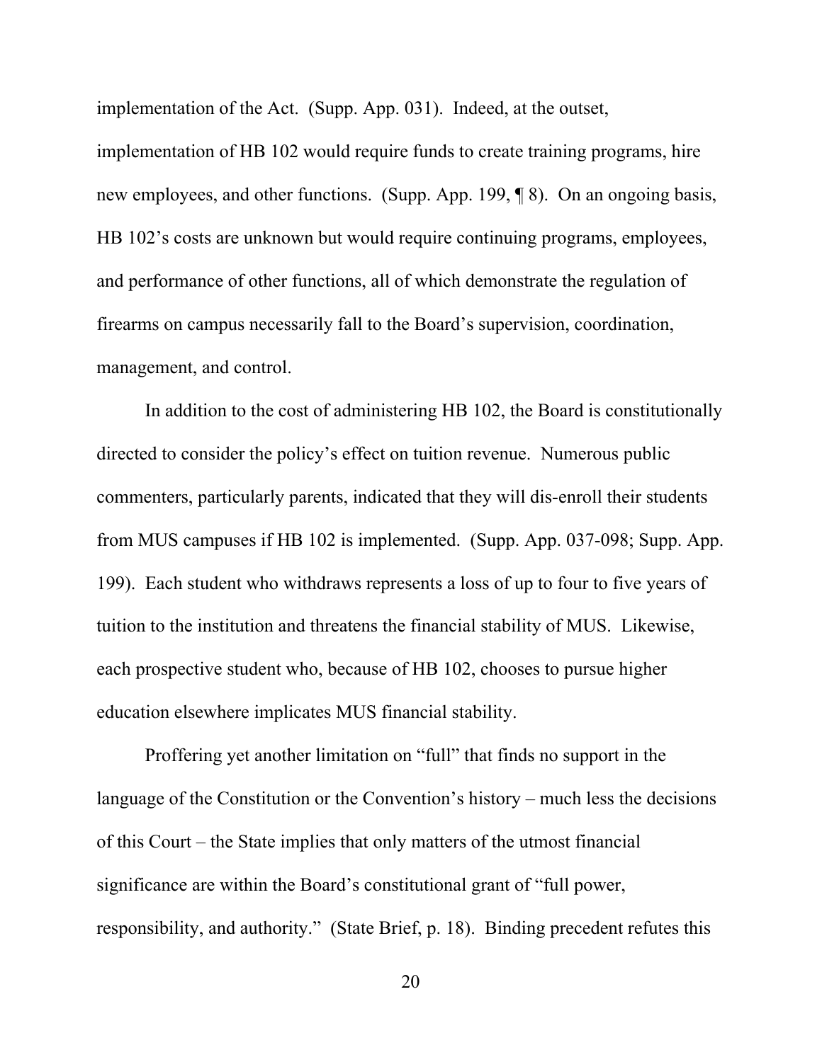implementation of the Act. (Supp. App. 031). Indeed, at the outset, implementation of HB 102 would require funds to create training programs, hire new employees, and other functions. (Supp. App. 199, ¶ 8). On an ongoing basis, HB 102's costs are unknown but would require continuing programs, employees, and performance of other functions, all of which demonstrate the regulation of firearms on campus necessarily fall to the Board's supervision, coordination, management, and control.

In addition to the cost of administering HB 102, the Board is constitutionally directed to consider the policy's effect on tuition revenue. Numerous public commenters, particularly parents, indicated that they will dis-enroll their students from MUS campuses if HB 102 is implemented. (Supp. App. 037-098; Supp. App. 199). Each student who withdraws represents a loss of up to four to five years of tuition to the institution and threatens the financial stability of MUS. Likewise, each prospective student who, because of HB 102, chooses to pursue higher education elsewhere implicates MUS financial stability.

Proffering yet another limitation on "full" that finds no support in the language of the Constitution or the Convention's history – much less the decisions of this Court – the State implies that only matters of the utmost financial significance are within the Board's constitutional grant of "full power, responsibility, and authority." (State Brief, p. 18). Binding precedent refutes this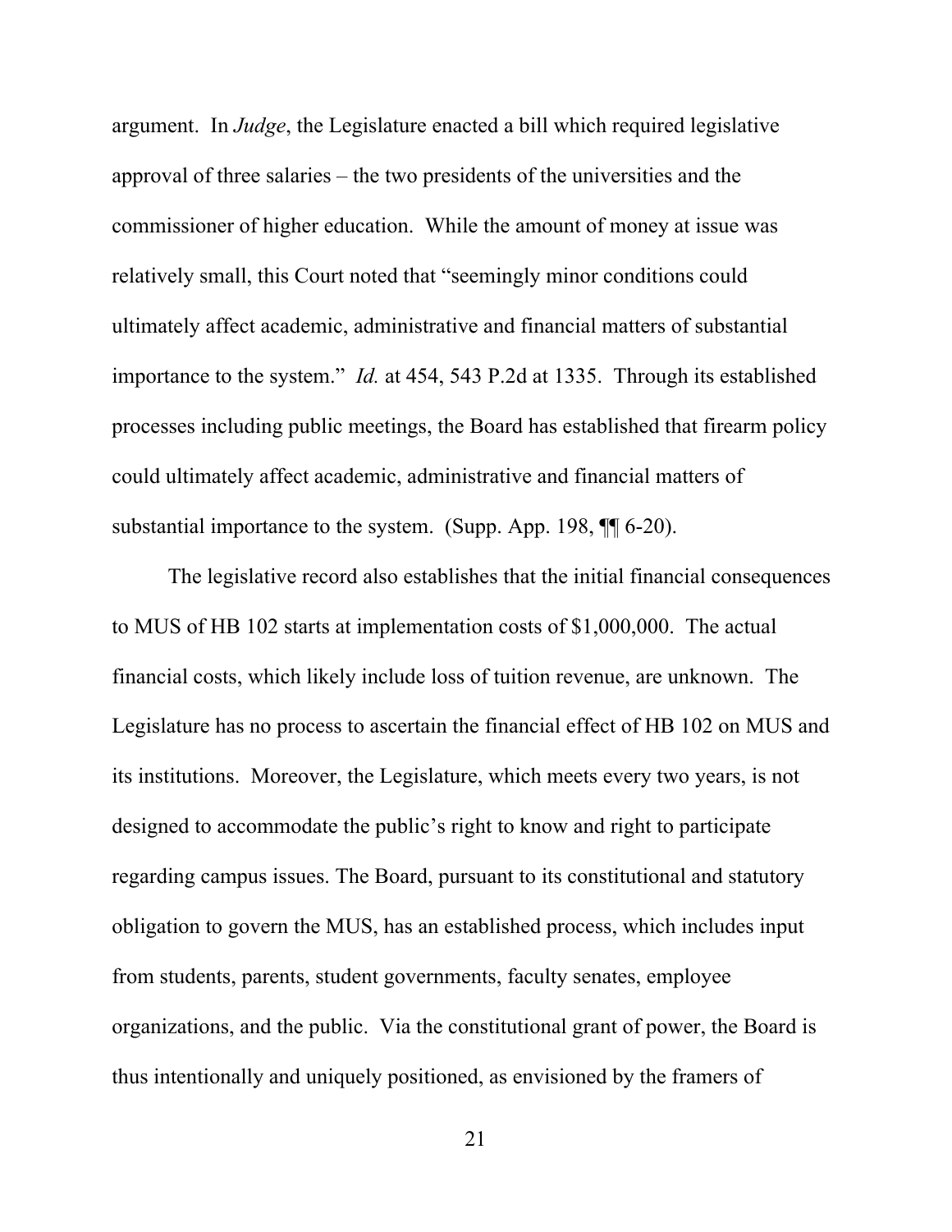argument. In *Judge*, the Legislature enacted a bill which required legislative approval of three salaries – the two presidents of the universities and the commissioner of higher education. While the amount of money at issue was relatively small, this Court noted that "seemingly minor conditions could ultimately affect academic, administrative and financial matters of substantial importance to the system." *Id.* at 454, 543 P.2d at 1335. Through its established processes including public meetings, the Board has established that firearm policy could ultimately affect academic, administrative and financial matters of substantial importance to the system. (Supp. App. 198, ¶¶ 6-20).

The legislative record also establishes that the initial financial consequences to MUS of HB 102 starts at implementation costs of $1,000,000. The actual financial costs, which likely include loss of tuition revenue, are unknown. The Legislature has no process to ascertain the financial effect of HB 102 on MUS and its institutions. Moreover, the Legislature, which meets every two years, is not designed to accommodate the public's right to know and right to participate regarding campus issues. The Board, pursuant to its constitutional and statutory obligation to govern the MUS, has an established process, which includes input from students, parents, student governments, faculty senates, employee organizations, and the public. Via the constitutional grant of power, the Board is thus intentionally and uniquely positioned, as envisioned by the framers of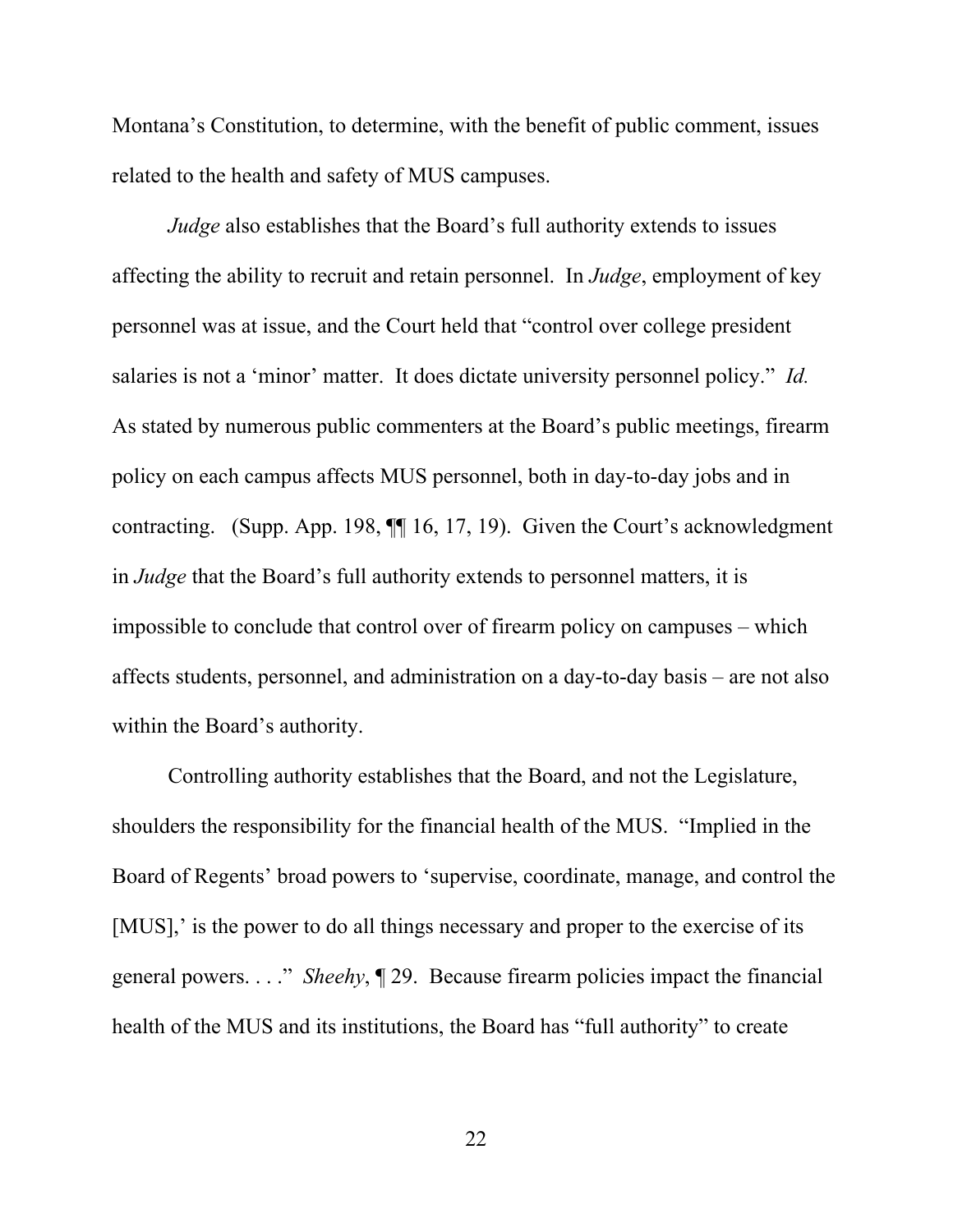Montana's Constitution, to determine, with the benefit of public comment, issues related to the health and safety of MUS campuses.

*Judge* also establishes that the Board's full authority extends to issues affecting the ability to recruit and retain personnel. In *Judge*, employment of key personnel was at issue, and the Court held that "control over college president salaries is not a 'minor' matter. It does dictate university personnel policy." *Id.* As stated by numerous public commenters at the Board's public meetings, firearm policy on each campus affects MUS personnel, both in day-to-day jobs and in contracting. (Supp. App. 198, ¶¶ 16, 17, 19). Given the Court's acknowledgment in *Judge* that the Board's full authority extends to personnel matters, it is impossible to conclude that control over of firearm policy on campuses – which affects students, personnel, and administration on a day-to-day basis – are not also within the Board's authority.

Controlling authority establishes that the Board, and not the Legislature, shoulders the responsibility for the financial health of the MUS. "Implied in the Board of Regents' broad powers to 'supervise, coordinate, manage, and control the [MUS],' is the power to do all things necessary and proper to the exercise of its general powers. . . ." *Sheehy*, ¶ 29. Because firearm policies impact the financial health of the MUS and its institutions, the Board has "full authority" to create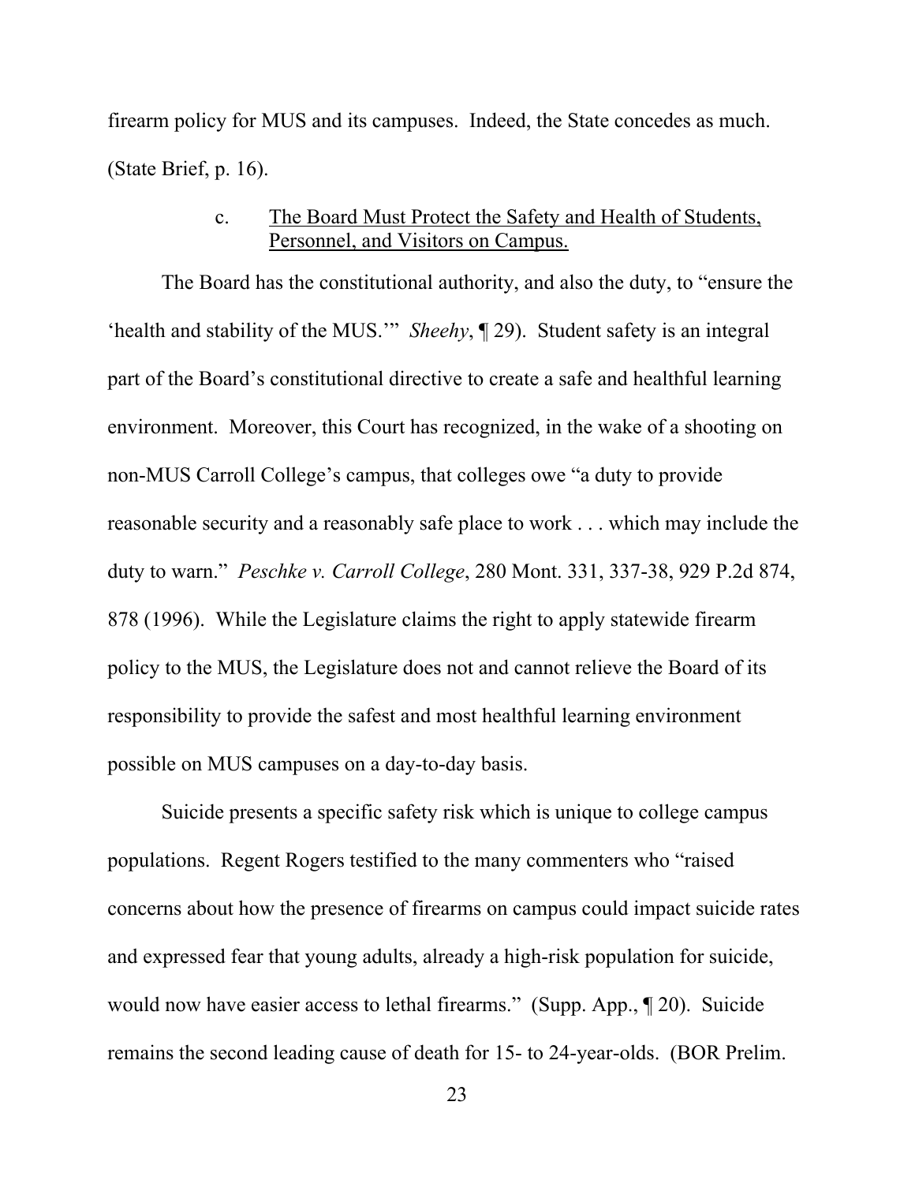firearm policy for MUS and its campuses. Indeed, the State concedes as much. (State Brief, p. 16).

### c. The Board Must Protect the Safety and Health of Students, Personnel, and Visitors on Campus.

The Board has the constitutional authority, and also the duty, to "ensure the 'health and stability of the MUS.'" *Sheehy*, ¶ 29). Student safety is an integral part of the Board's constitutional directive to create a safe and healthful learning environment. Moreover, this Court has recognized, in the wake of a shooting on non-MUS Carroll College's campus, that colleges owe "a duty to provide reasonable security and a reasonably safe place to work . . . which may include the duty to warn." *Peschke v. Carroll College*, 280 Mont. 331, 337-38, 929 P.2d 874, 878 (1996). While the Legislature claims the right to apply statewide firearm policy to the MUS, the Legislature does not and cannot relieve the Board of its responsibility to provide the safest and most healthful learning environment possible on MUS campuses on a day-to-day basis.

Suicide presents a specific safety risk which is unique to college campus populations. Regent Rogers testified to the many commenters who "raised concerns about how the presence of firearms on campus could impact suicide rates and expressed fear that young adults, already a high-risk population for suicide, would now have easier access to lethal firearms." (Supp. App., ¶ 20). Suicide remains the second leading cause of death for 15- to 24-year-olds. (BOR Prelim.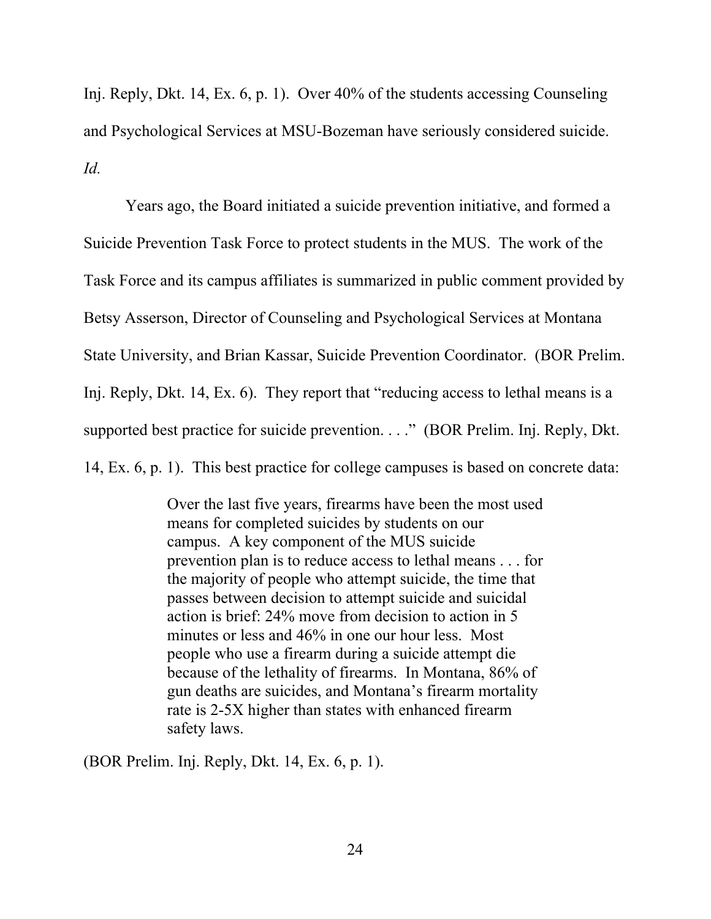Inj. Reply, Dkt. 14, Ex. 6, p. 1). Over 40% of the students accessing Counseling and Psychological Services at MSU-Bozeman have seriously considered suicide. *Id.*

Years ago, the Board initiated a suicide prevention initiative, and formed a Suicide Prevention Task Force to protect students in the MUS. The work of the Task Force and its campus affiliates is summarized in public comment provided by Betsy Asserson, Director of Counseling and Psychological Services at Montana State University, and Brian Kassar, Suicide Prevention Coordinator. (BOR Prelim. Inj. Reply, Dkt. 14, Ex. 6). They report that "reducing access to lethal means is a supported best practice for suicide prevention. . . ." (BOR Prelim. Inj. Reply, Dkt. 14, Ex. 6, p. 1). This best practice for college campuses is based on concrete data:

> Over the last five years, firearms have been the most used means for completed suicides by students on our campus. A key component of the MUS suicide prevention plan is to reduce access to lethal means . . . for the majority of people who attempt suicide, the time that passes between decision to attempt suicide and suicidal action is brief: 24% move from decision to action in 5 minutes or less and 46% in one our hour less. Most people who use a firearm during a suicide attempt die because of the lethality of firearms. In Montana, 86% of gun deaths are suicides, and Montana's firearm mortality rate is 2-5X higher than states with enhanced firearm safety laws.

(BOR Prelim. Inj. Reply, Dkt. 14, Ex. 6, p. 1).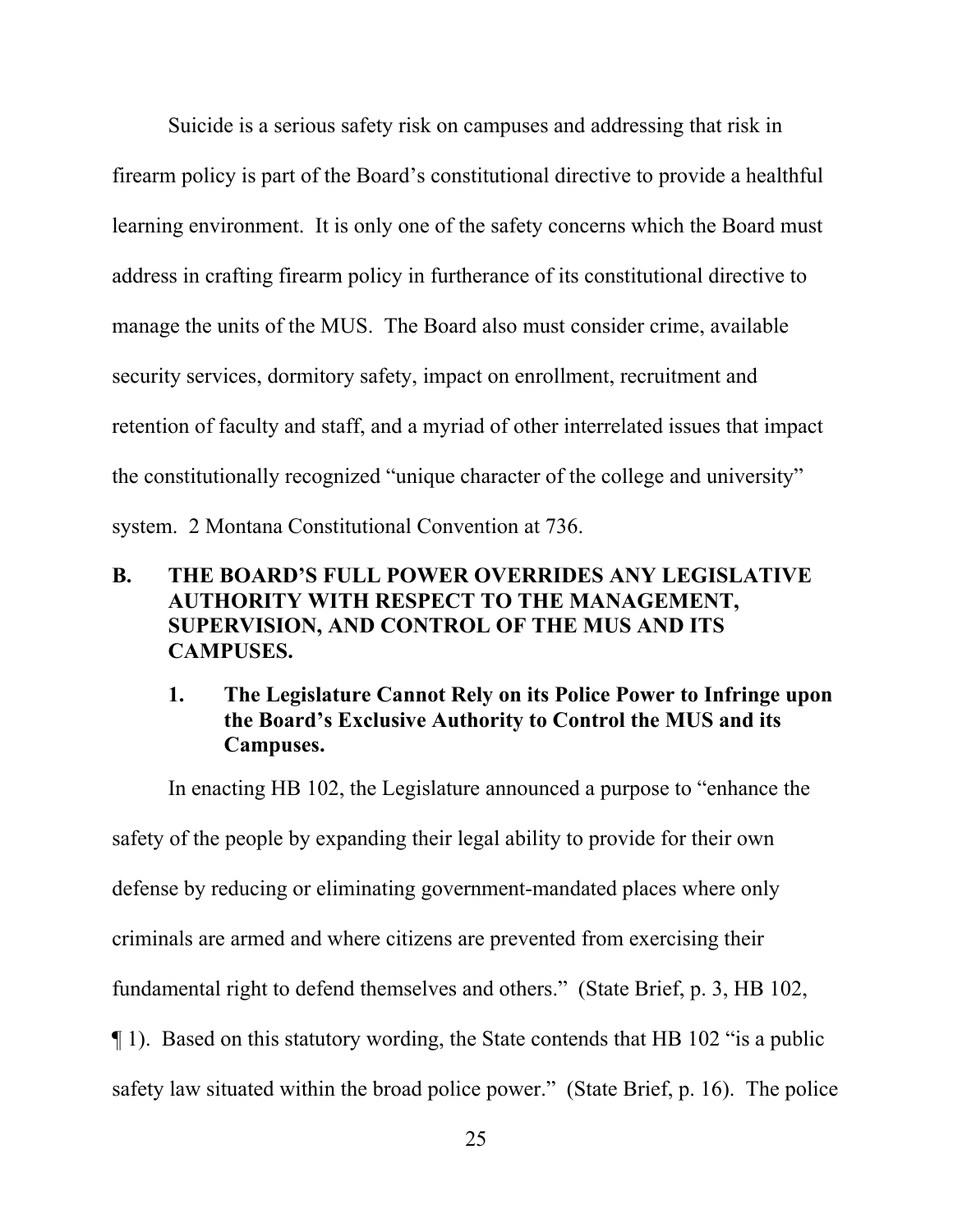Suicide is a serious safety risk on campuses and addressing that risk in firearm policy is part of the Board's constitutional directive to provide a healthful learning environment. It is only one of the safety concerns which the Board must address in crafting firearm policy in furtherance of its constitutional directive to manage the units of the MUS. The Board also must consider crime, available security services, dormitory safety, impact on enrollment, recruitment and retention of faculty and staff, and a myriad of other interrelated issues that impact the constitutionally recognized "unique character of the college and university" system. 2 Montana Constitutional Convention at 736.

## B. THE BOARD'S FULL POWER OVERRIDES ANY LEGISLATIVE AUTHORITY WITH RESPECT TO THE MANAGEMENT, SUPERVISION, AND CONTROL OF THE MUS AND ITS CAMPUSES.

### 1. The Legislature Cannot Rely on its Police Power to Infringe upon the Board's Exclusive Authority to Control the MUS and its Campuses.

In enacting HB 102, the Legislature announced a purpose to "enhance the safety of the people by expanding their legal ability to provide for their own defense by reducing or eliminating government-mandated places where only criminals are armed and where citizens are prevented from exercising their fundamental right to defend themselves and others." (State Brief, p. 3, HB 102, ¶ 1). Based on this statutory wording, the State contends that HB 102 "is a public safety law situated within the broad police power." (State Brief, p. 16). The police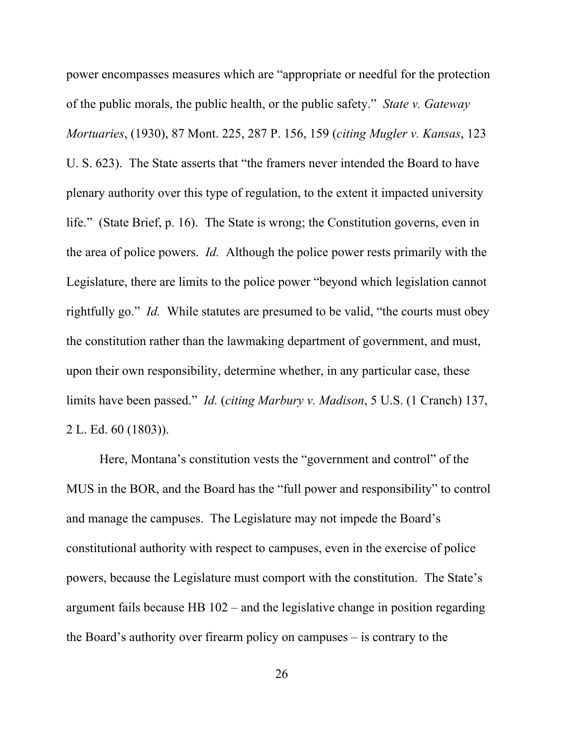power encompasses measures which are "appropriate or needful for the protection of the public morals, the public health, or the public safety." *State v. Gateway Mortuaries*, (1930), 87 Mont. 225, 287 P. 156, 159 (*citing Mugler v. Kansas*, 123 U. S. 623). The State asserts that "the framers never intended the Board to have plenary authority over this type of regulation, to the extent it impacted university life." (State Brief, p. 16). The State is wrong; the Constitution governs, even in the area of police powers. *Id.* Although the police power rests primarily with the Legislature, there are limits to the police power "beyond which legislation cannot rightfully go." *Id.* While statutes are presumed to be valid, "the courts must obey the constitution rather than the lawmaking department of government, and must, upon their own responsibility, determine whether, in any particular case, these limits have been passed." *Id.* (*citing Marbury v. Madison*, 5 U.S. (1 Cranch) 137, 2 L. Ed. 60 (1803)).

Here, Montana's constitution vests the "government and control" of the MUS in the BOR, and the Board has the "full power and responsibility" to control and manage the campuses. The Legislature may not impede the Board's constitutional authority with respect to campuses, even in the exercise of police powers, because the Legislature must comport with the constitution. The State's argument fails because HB 102 – and the legislative change in position regarding the Board's authority over firearm policy on campuses – is contrary to the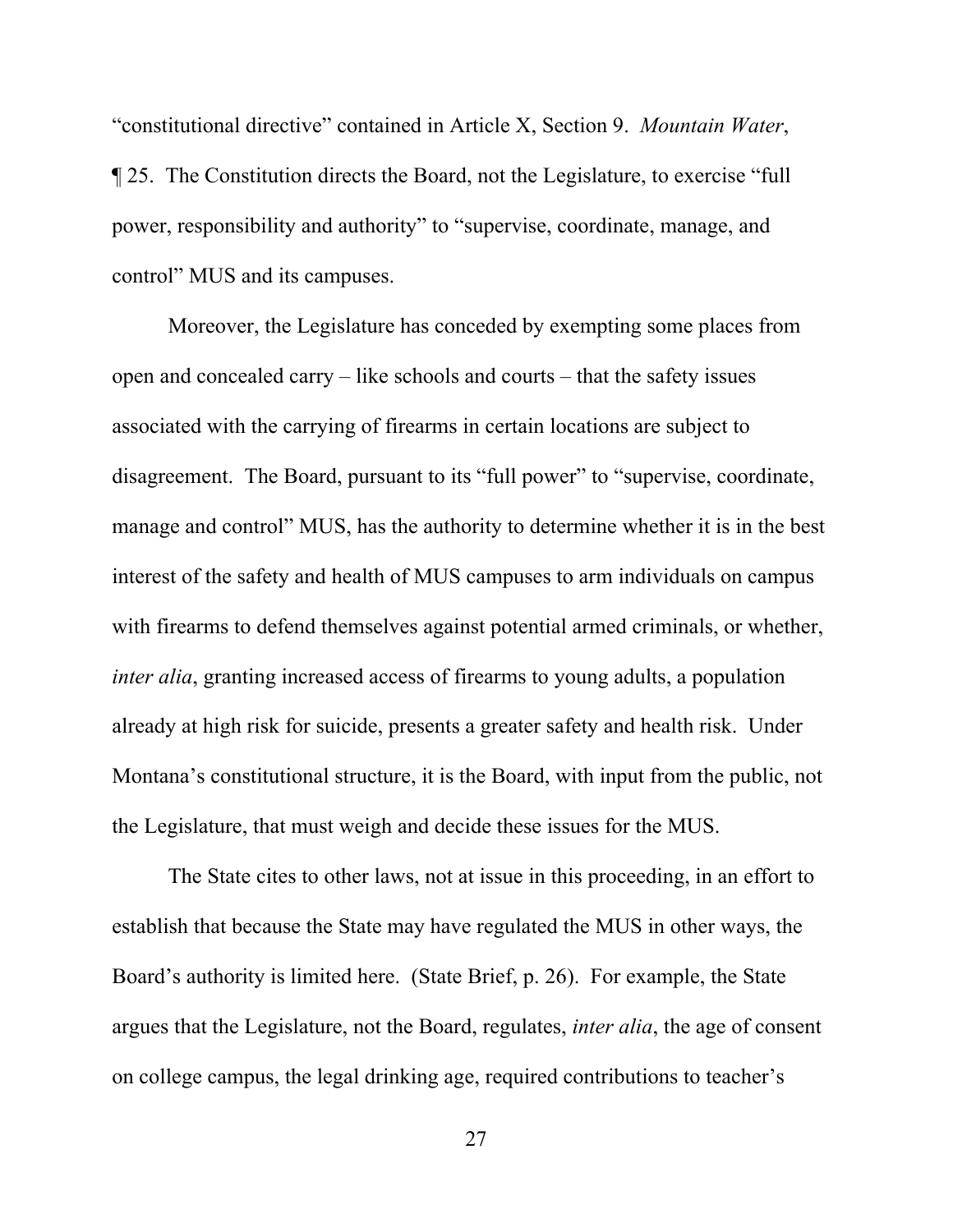"constitutional directive" contained in Article X, Section 9. *Mountain Water*, ¶ 25. The Constitution directs the Board, not the Legislature, to exercise "full power, responsibility and authority" to "supervise, coordinate, manage, and control" MUS and its campuses.

Moreover, the Legislature has conceded by exempting some places from open and concealed carry – like schools and courts – that the safety issues associated with the carrying of firearms in certain locations are subject to disagreement. The Board, pursuant to its "full power" to "supervise, coordinate, manage and control" MUS, has the authority to determine whether it is in the best interest of the safety and health of MUS campuses to arm individuals on campus with firearms to defend themselves against potential armed criminals, or whether, *inter alia*, granting increased access of firearms to young adults, a population already at high risk for suicide, presents a greater safety and health risk. Under Montana's constitutional structure, it is the Board, with input from the public, not the Legislature, that must weigh and decide these issues for the MUS.

The State cites to other laws, not at issue in this proceeding, in an effort to establish that because the State may have regulated the MUS in other ways, the Board's authority is limited here. (State Brief, p. 26). For example, the State argues that the Legislature, not the Board, regulates, *inter alia*, the age of consent on college campus, the legal drinking age, required contributions to teacher's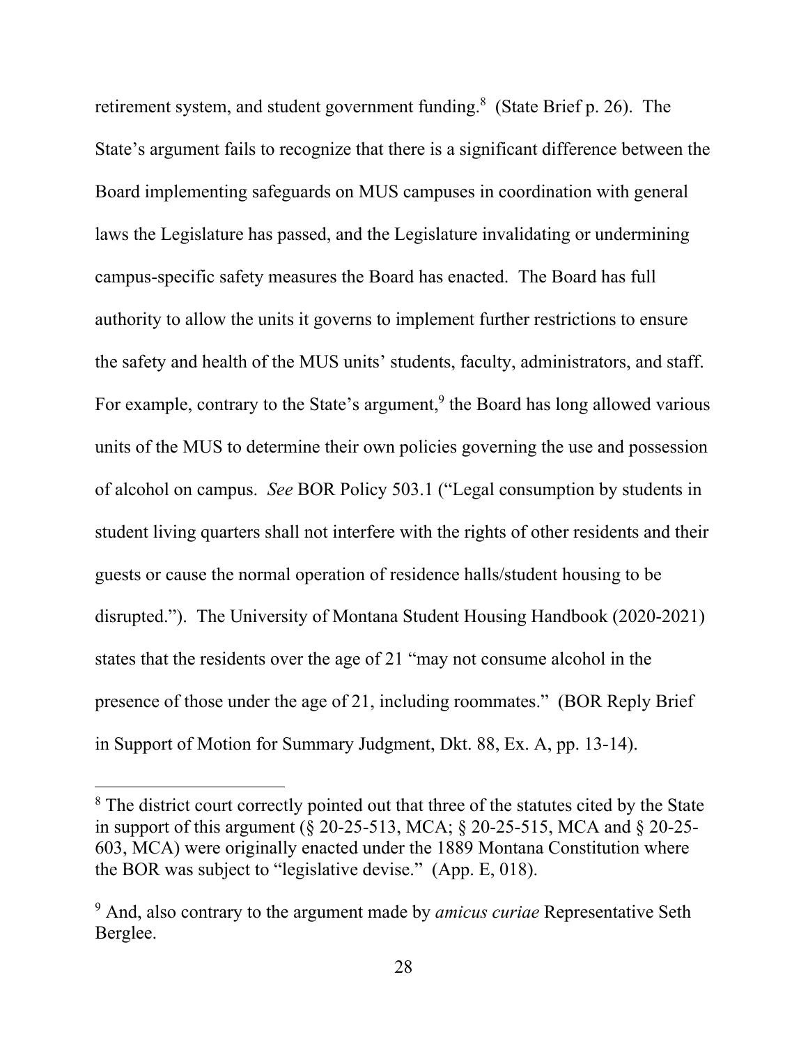retirement system, and student government funding.[8] (State Brief p. 26). The State's argument fails to recognize that there is a significant difference between the Board implementing safeguards on MUS campuses in coordination with general laws the Legislature has passed, and the Legislature invalidating or undermining campus-specific safety measures the Board has enacted. The Board has full authority to allow the units it governs to implement further restrictions to ensure the safety and health of the MUS units' students, faculty, administrators, and staff. For example, contrary to the State's argument,[9] the Board has long allowed various units of the MUS to determine their own policies governing the use and possession of alcohol on campus. *See* BOR Policy 503.1 ("Legal consumption by students in student living quarters shall not interfere with the rights of other residents and their guests or cause the normal operation of residence halls/student housing to be disrupted."). The University of Montana Student Housing Handbook (2020-2021) states that the residents over the age of 21 "may not consume alcohol in the presence of those under the age of 21, including roommates." (BOR Reply Brief in Support of Motion for Summary Judgment, Dkt. 88, Ex. A, pp. 13-14).

---

[8] The district court correctly pointed out that three of the statutes cited by the State in support of this argument (§ 20-25-513, MCA; § 20-25-515, MCA and § 20-25-603, MCA) were originally enacted under the 1889 Montana Constitution where the BOR was subject to "legislative devise." (App. E, 018).

[9] And, also contrary to the argument made by *amicus curiae* Representative Seth Berglee.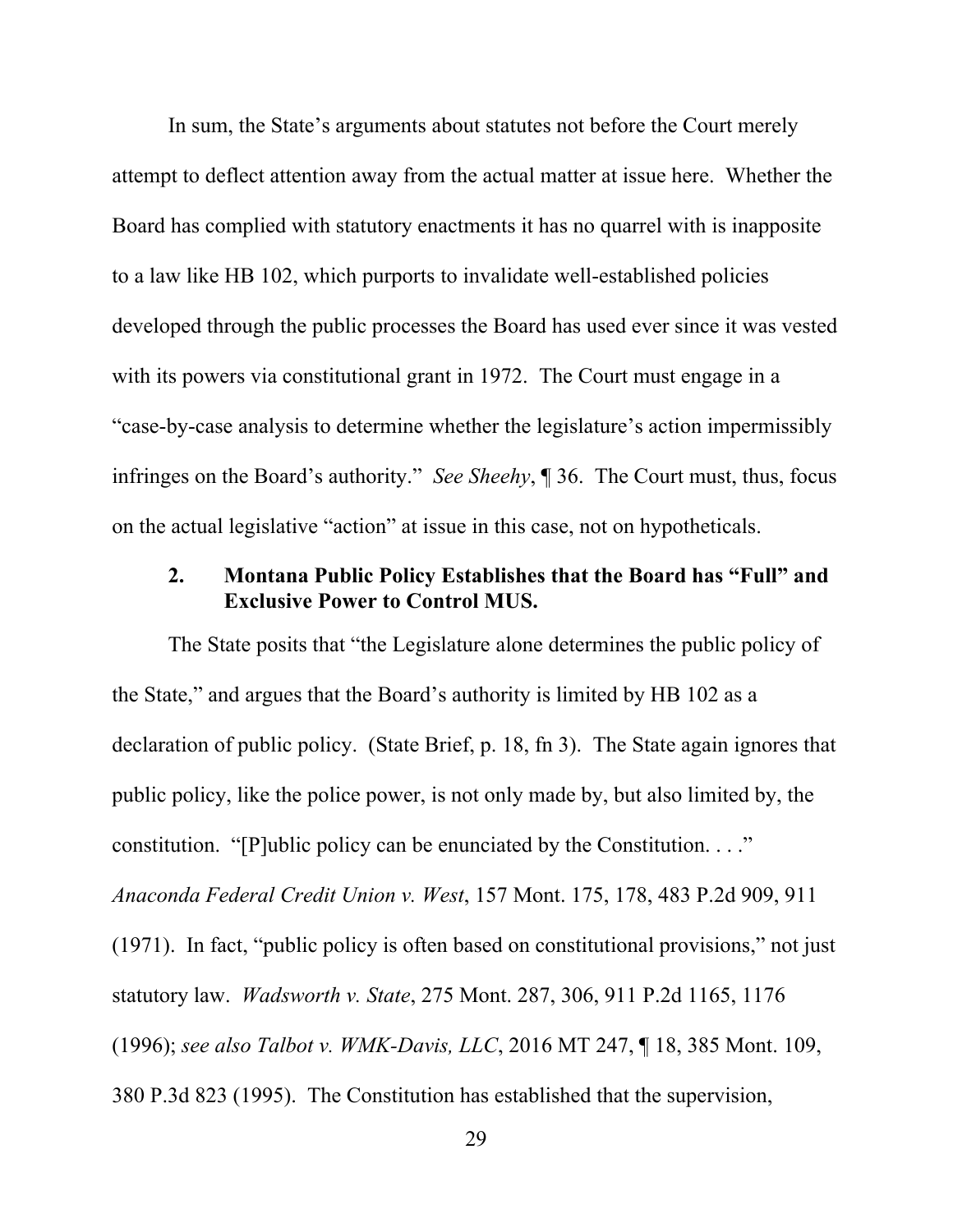In sum, the State's arguments about statutes not before the Court merely attempt to deflect attention away from the actual matter at issue here. Whether the Board has complied with statutory enactments it has no quarrel with is inapposite to a law like HB 102, which purports to invalidate well-established policies developed through the public processes the Board has used ever since it was vested with its powers via constitutional grant in 1972. The Court must engage in a "case-by-case analysis to determine whether the legislature's action impermissibly infringes on the Board's authority." *See Sheehy*, ¶ 36. The Court must, thus, focus on the actual legislative "action" at issue in this case, not on hypotheticals.

### 2. Montana Public Policy Establishes that the Board has "Full" and Exclusive Power to Control MUS.

The State posits that "the Legislature alone determines the public policy of the State," and argues that the Board's authority is limited by HB 102 as a declaration of public policy. (State Brief, p. 18, fn 3). The State again ignores that public policy, like the police power, is not only made by, but also limited by, the constitution. "[P]ublic policy can be enunciated by the Constitution. . . ." *Anaconda Federal Credit Union v. West*, 157 Mont. 175, 178, 483 P.2d 909, 911 (1971). In fact, "public policy is often based on constitutional provisions," not just statutory law. *Wadsworth v. State*, 275 Mont. 287, 306, 911 P.2d 1165, 1176 (1996); *see also Talbot v. WMK-Davis, LLC*, 2016 MT 247, ¶ 18, 385 Mont. 109, 380 P.3d 823 (1995). The Constitution has established that the supervision,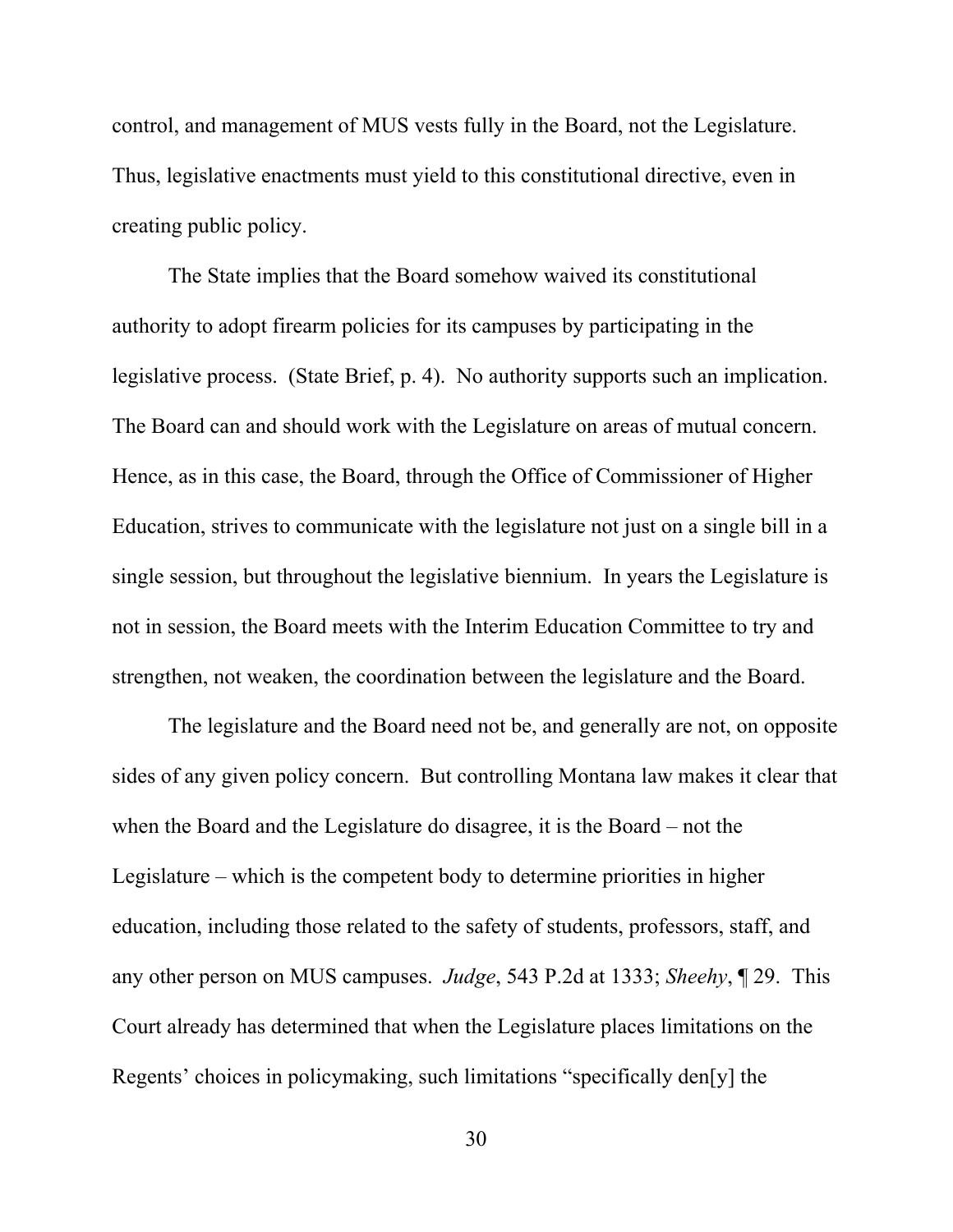control, and management of MUS vests fully in the Board, not the Legislature. Thus, legislative enactments must yield to this constitutional directive, even in creating public policy.

The State implies that the Board somehow waived its constitutional authority to adopt firearm policies for its campuses by participating in the legislative process. (State Brief, p. 4). No authority supports such an implication. The Board can and should work with the Legislature on areas of mutual concern. Hence, as in this case, the Board, through the Office of Commissioner of Higher Education, strives to communicate with the legislature not just on a single bill in a single session, but throughout the legislative biennium. In years the Legislature is not in session, the Board meets with the Interim Education Committee to try and strengthen, not weaken, the coordination between the legislature and the Board.

The legislature and the Board need not be, and generally are not, on opposite sides of any given policy concern. But controlling Montana law makes it clear that when the Board and the Legislature do disagree, it is the Board – not the Legislature – which is the competent body to determine priorities in higher education, including those related to the safety of students, professors, staff, and any other person on MUS campuses. *Judge*, 543 P.2d at 1333; *Sheehy*, ¶ 29. This Court already has determined that when the Legislature places limitations on the Regents' choices in policymaking, such limitations "specifically den[y] the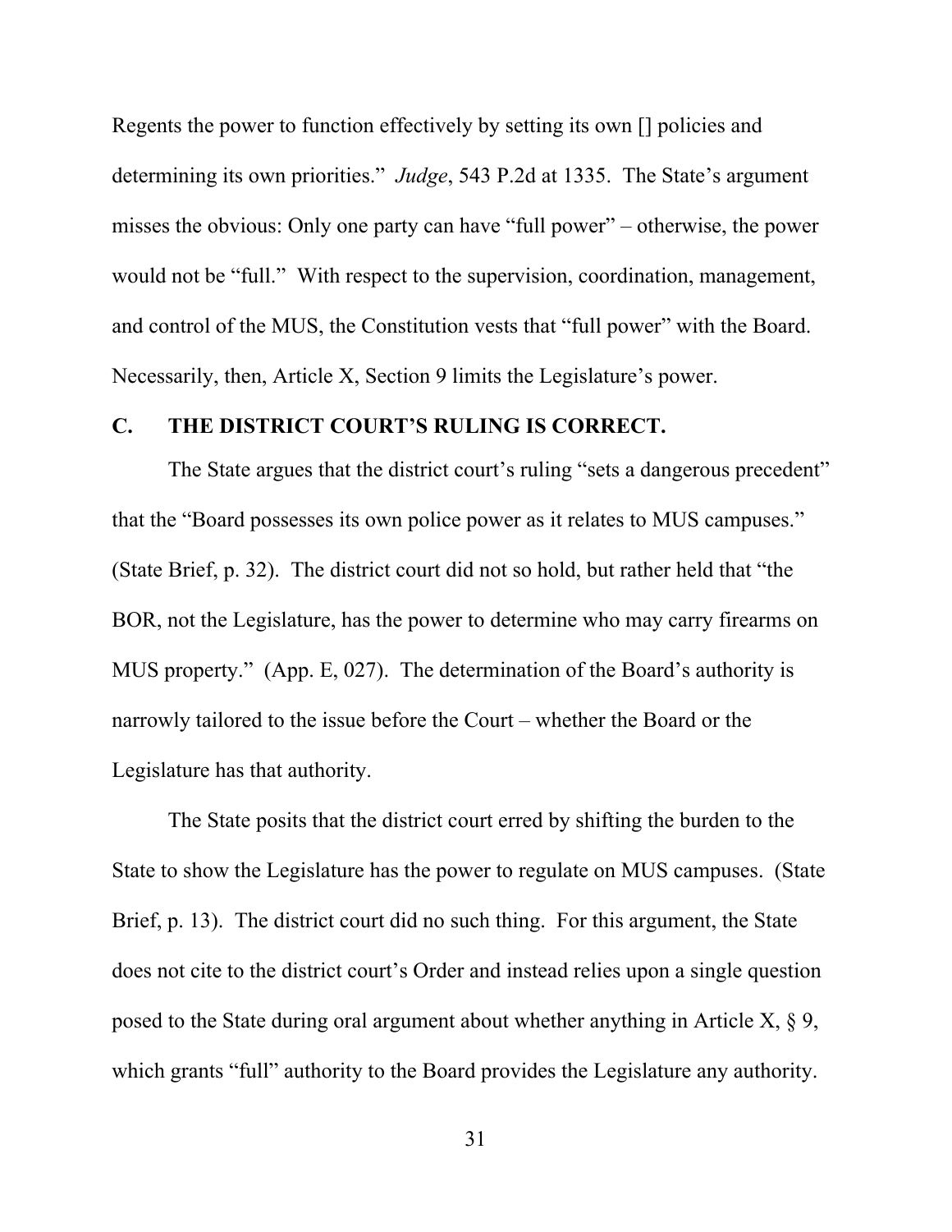Regents the power to function effectively by setting its own [] policies and determining its own priorities." *Judge*, 543 P.2d at 1335. The State's argument misses the obvious: Only one party can have "full power" – otherwise, the power would not be "full." With respect to the supervision, coordination, management, and control of the MUS, the Constitution vests that "full power" with the Board. Necessarily, then, Article X, Section 9 limits the Legislature's power.

## C. THE DISTRICT COURT'S RULING IS CORRECT.

The State argues that the district court's ruling "sets a dangerous precedent" that the "Board possesses its own police power as it relates to MUS campuses." (State Brief, p. 32). The district court did not so hold, but rather held that "the BOR, not the Legislature, has the power to determine who may carry firearms on MUS property." (App. E, 027). The determination of the Board's authority is narrowly tailored to the issue before the Court – whether the Board or the Legislature has that authority.

The State posits that the district court erred by shifting the burden to the State to show the Legislature has the power to regulate on MUS campuses. (State Brief, p. 13). The district court did no such thing. For this argument, the State does not cite to the district court's Order and instead relies upon a single question posed to the State during oral argument about whether anything in Article X, § 9, which grants "full" authority to the Board provides the Legislature any authority.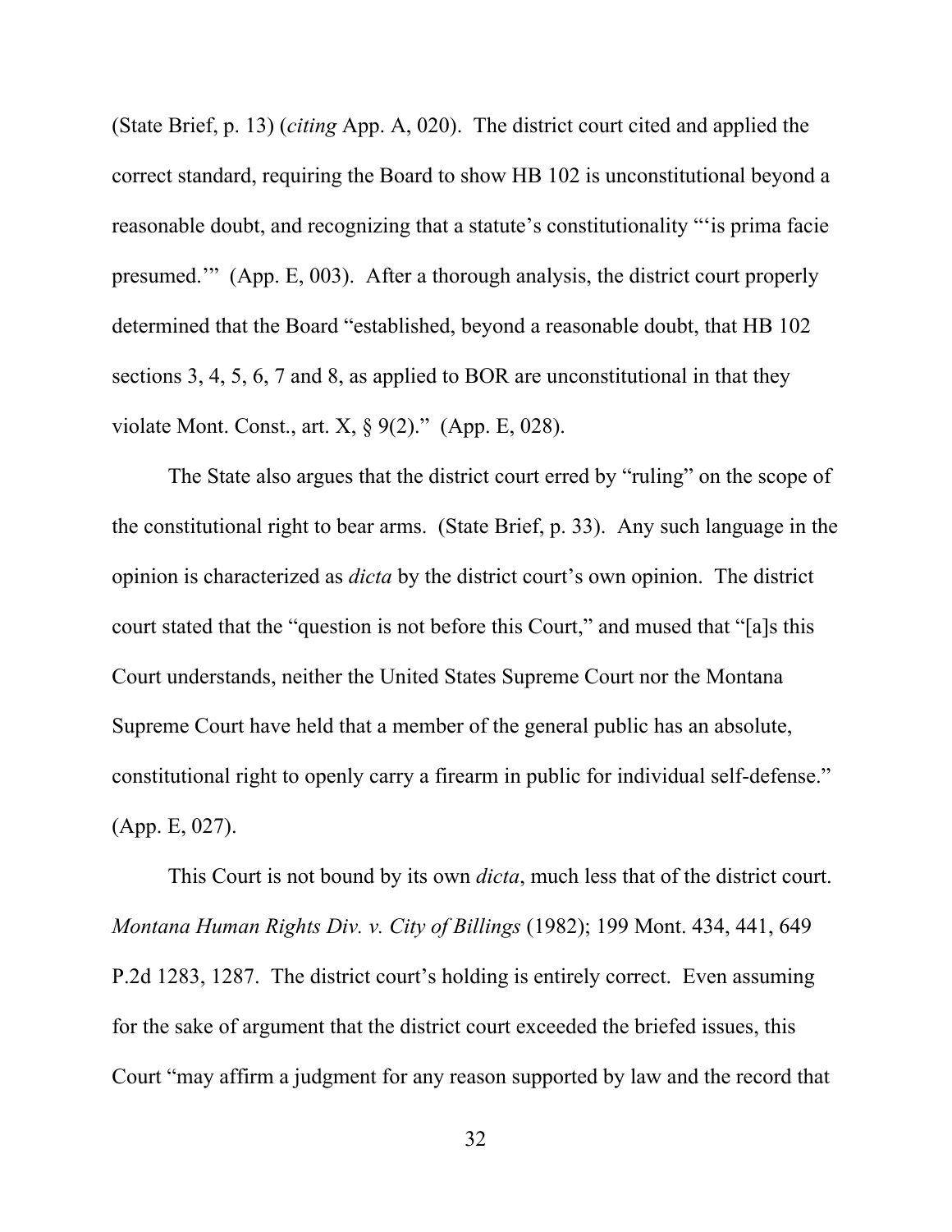(State Brief, p. 13) (*citing* App. A, 020). The district court cited and applied the correct standard, requiring the Board to show HB 102 is unconstitutional beyond a reasonable doubt, and recognizing that a statute's constitutionality "'is prima facie presumed.'" (App. E, 003). After a thorough analysis, the district court properly determined that the Board "established, beyond a reasonable doubt, that HB 102 sections 3, 4, 5, 6, 7 and 8, as applied to BOR are unconstitutional in that they violate Mont. Const., art. X, § 9(2)." (App. E, 028).

The State also argues that the district court erred by "ruling" on the scope of the constitutional right to bear arms. (State Brief, p. 33). Any such language in the opinion is characterized as *dicta* by the district court's own opinion. The district court stated that the "question is not before this Court," and mused that "[a]s this Court understands, neither the United States Supreme Court nor the Montana Supreme Court have held that a member of the general public has an absolute, constitutional right to openly carry a firearm in public for individual self-defense." (App. E, 027).

This Court is not bound by its own *dicta*, much less that of the district court. *Montana Human Rights Div. v. City of Billings* (1982); 199 Mont. 434, 441, 649 P.2d 1283, 1287. The district court's holding is entirely correct. Even assuming for the sake of argument that the district court exceeded the briefed issues, this Court "may affirm a judgment for any reason supported by law and the record that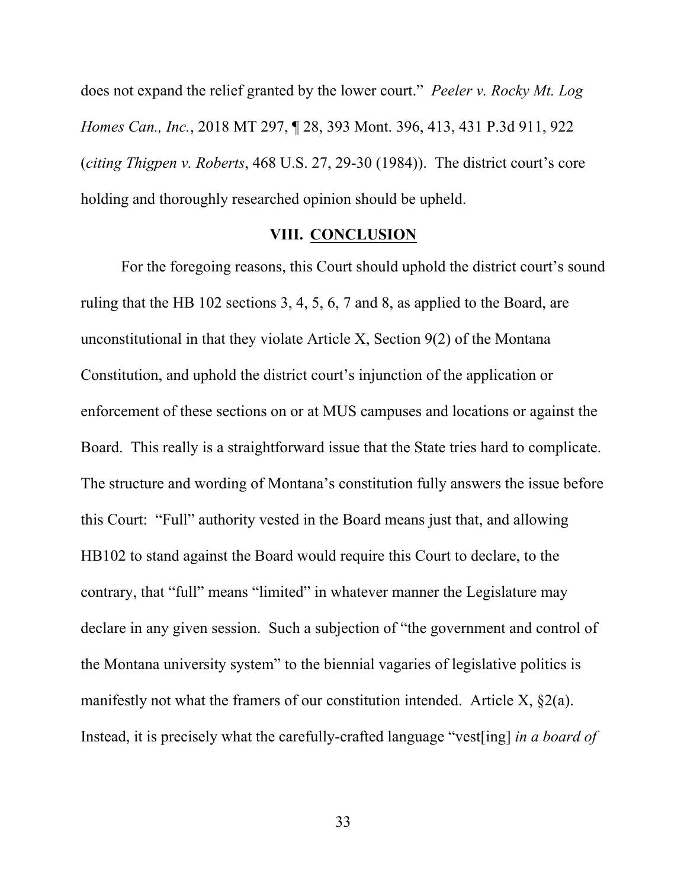does not expand the relief granted by the lower court." *Peeler v. Rocky Mt. Log Homes Can., Inc.*, 2018 MT 297, ¶ 28, 393 Mont. 396, 413, 431 P.3d 911, 922 (*citing Thigpen v. Roberts*, 468 U.S. 27, 29-30 (1984)). The district court's core holding and thoroughly researched opinion should be upheld.

## VIII. CONCLUSION

For the foregoing reasons, this Court should uphold the district court's sound ruling that the HB 102 sections 3, 4, 5, 6, 7 and 8, as applied to the Board, are unconstitutional in that they violate Article X, Section 9(2) of the Montana Constitution, and uphold the district court's injunction of the application or enforcement of these sections on or at MUS campuses and locations or against the Board. This really is a straightforward issue that the State tries hard to complicate. The structure and wording of Montana's constitution fully answers the issue before this Court: "Full" authority vested in the Board means just that, and allowing HB102 to stand against the Board would require this Court to declare, to the contrary, that "full" means "limited" in whatever manner the Legislature may declare in any given session. Such a subjection of "the government and control of the Montana university system" to the biennial vagaries of legislative politics is manifestly not what the framers of our constitution intended. Article X, §2(a). Instead, it is precisely what the carefully-crafted language "vest[ing] *in a board of*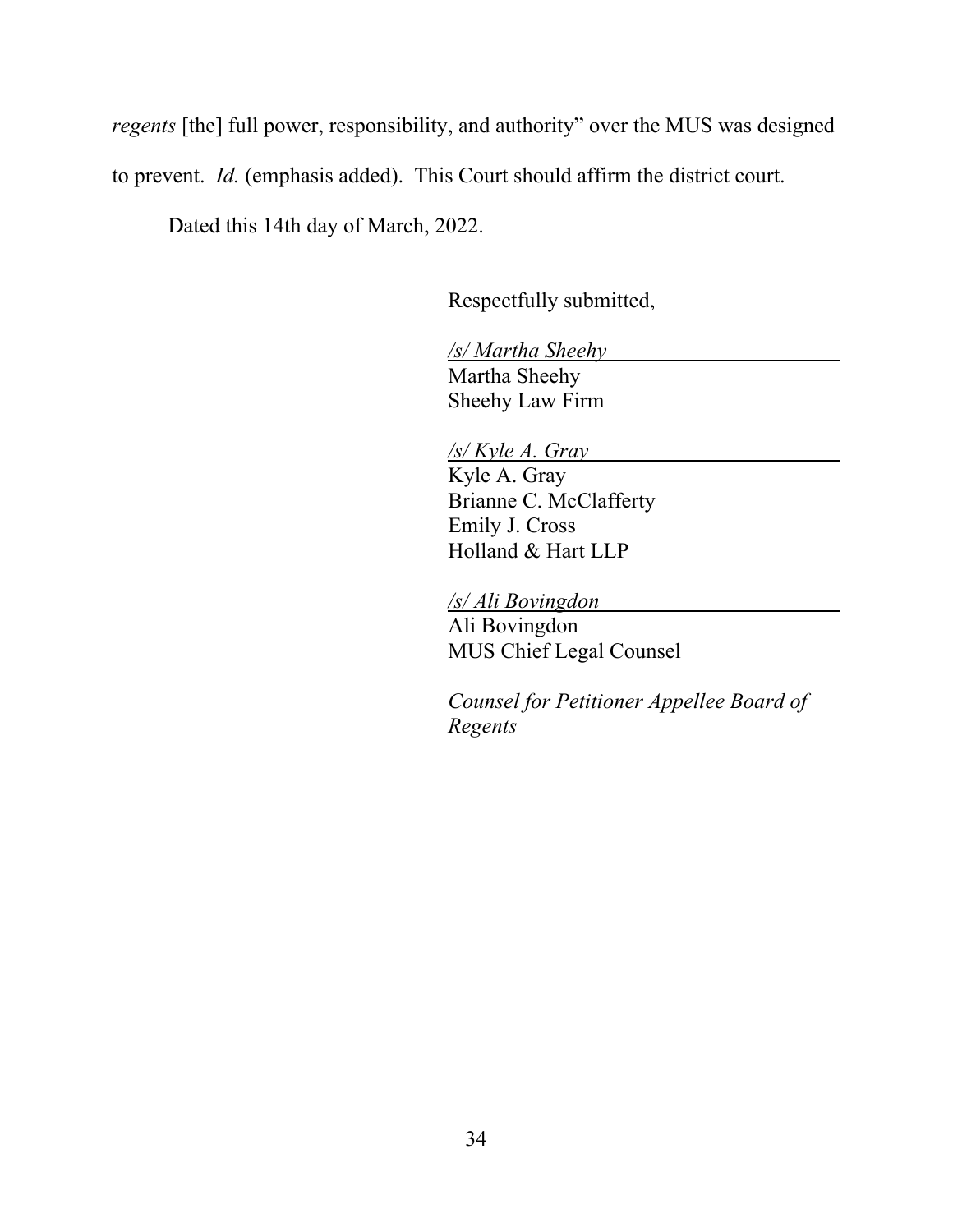*regents* [the] full power, responsibility, and authority" over the MUS was designed to prevent. *Id.* (emphasis added). This Court should affirm the district court.

Dated this 14th day of March, 2022.

Respectfully submitted,

*/s/ Martha Sheehy*
Martha Sheehy
Sheehy Law Firm

*/s/ Kyle A. Gray*
Kyle A. Gray
Brianne C. McClafferty
Emily J. Cross
Holland & Hart LLP

*/s/ Ali Bovingdon*
Ali Bovingdon
MUS Chief Legal Counsel

*Counsel for Petitioner Appellee Board of Regents*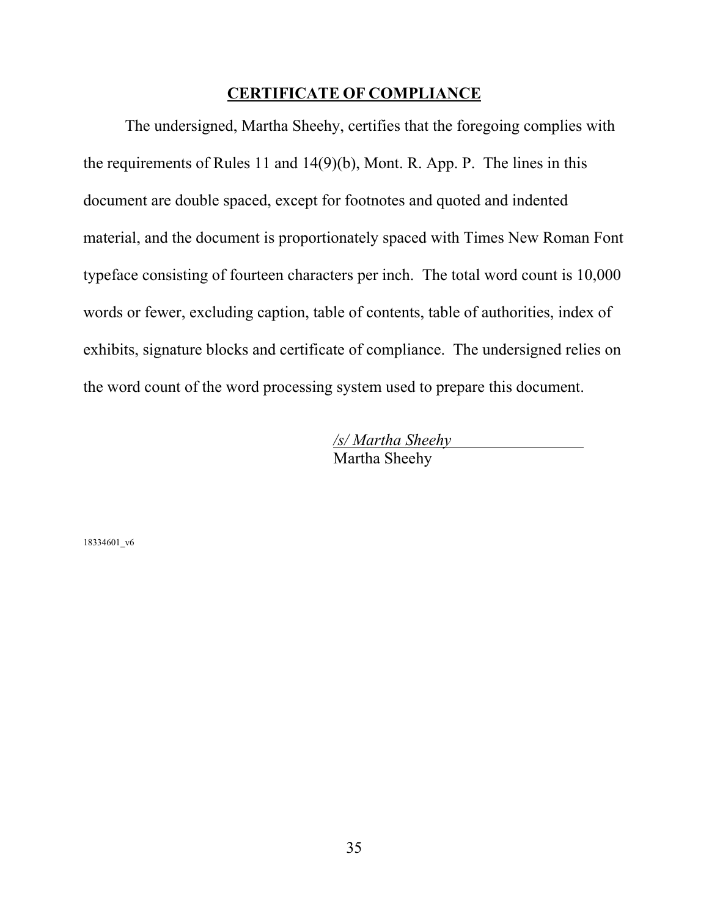## CERTIFICATE OF COMPLIANCE

The undersigned, Martha Sheehy, certifies that the foregoing complies with the requirements of Rules 11 and 14(9)(b), Mont. R. App. P. The lines in this document are double spaced, except for footnotes and quoted and indented material, and the document is proportionately spaced with Times New Roman Font typeface consisting of fourteen characters per inch. The total word count is 10,000 words or fewer, excluding caption, table of contents, table of authorities, index of exhibits, signature blocks and certificate of compliance. The undersigned relies on the word count of the word processing system used to prepare this document.

*/s/ Martha Sheehy*
Martha Sheehy

18334601_v6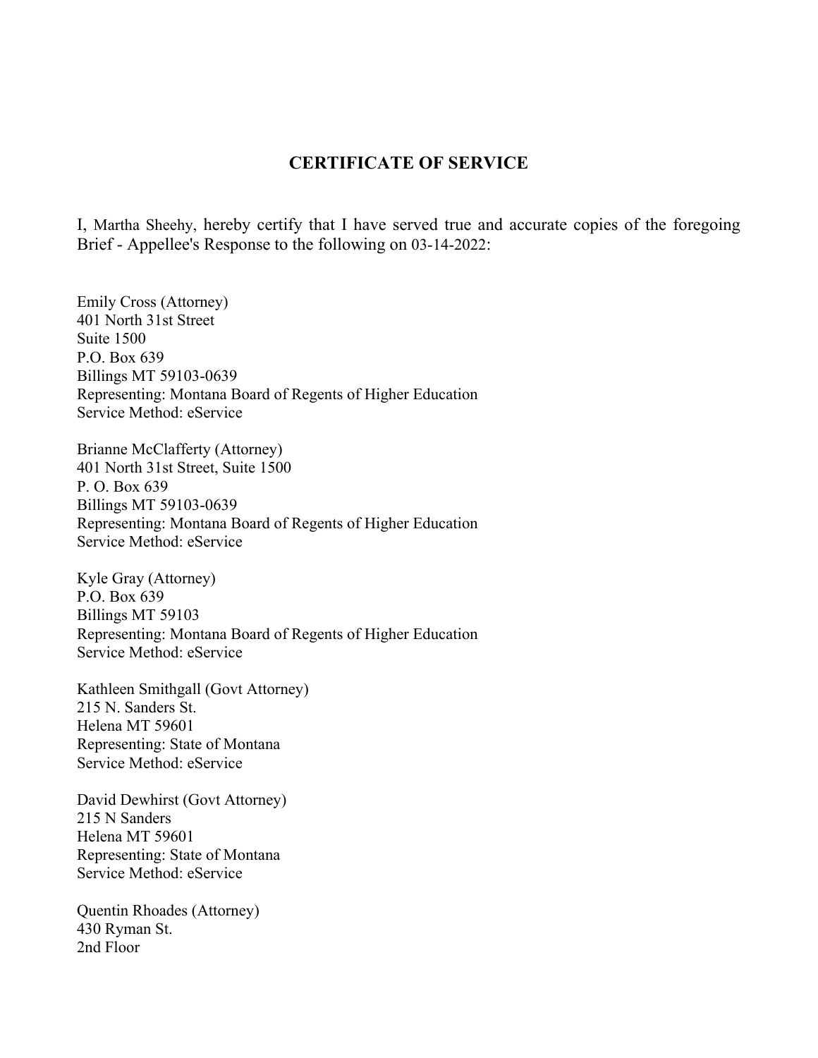## CERTIFICATE OF SERVICE

I, Martha Sheehy, hereby certify that I have served true and accurate copies of the foregoing Brief - Appellee's Response to the following on 03-14-2022:

Emily Cross (Attorney)
401 North 31st Street
Suite 1500
P.O. Box 639
Billings MT 59103-0639
Representing: Montana Board of Regents of Higher Education
Service Method: eService

Brianne McClafferty (Attorney)
401 North 31st Street, Suite 1500
P. O. Box 639
Billings MT 59103-0639
Representing: Montana Board of Regents of Higher Education
Service Method: eService

Kyle Gray (Attorney)
P.O. Box 639
Billings MT 59103
Representing: Montana Board of Regents of Higher Education
Service Method: eService

Kathleen Smithgall (Govt Attorney)
215 N. Sanders St.
Helena MT 59601
Representing: State of Montana
Service Method: eService

David Dewhirst (Govt Attorney)
215 N Sanders
Helena MT 59601
Representing: State of Montana
Service Method: eService

Quentin Rhoades (Attorney)
430 Ryman St.
2nd Floor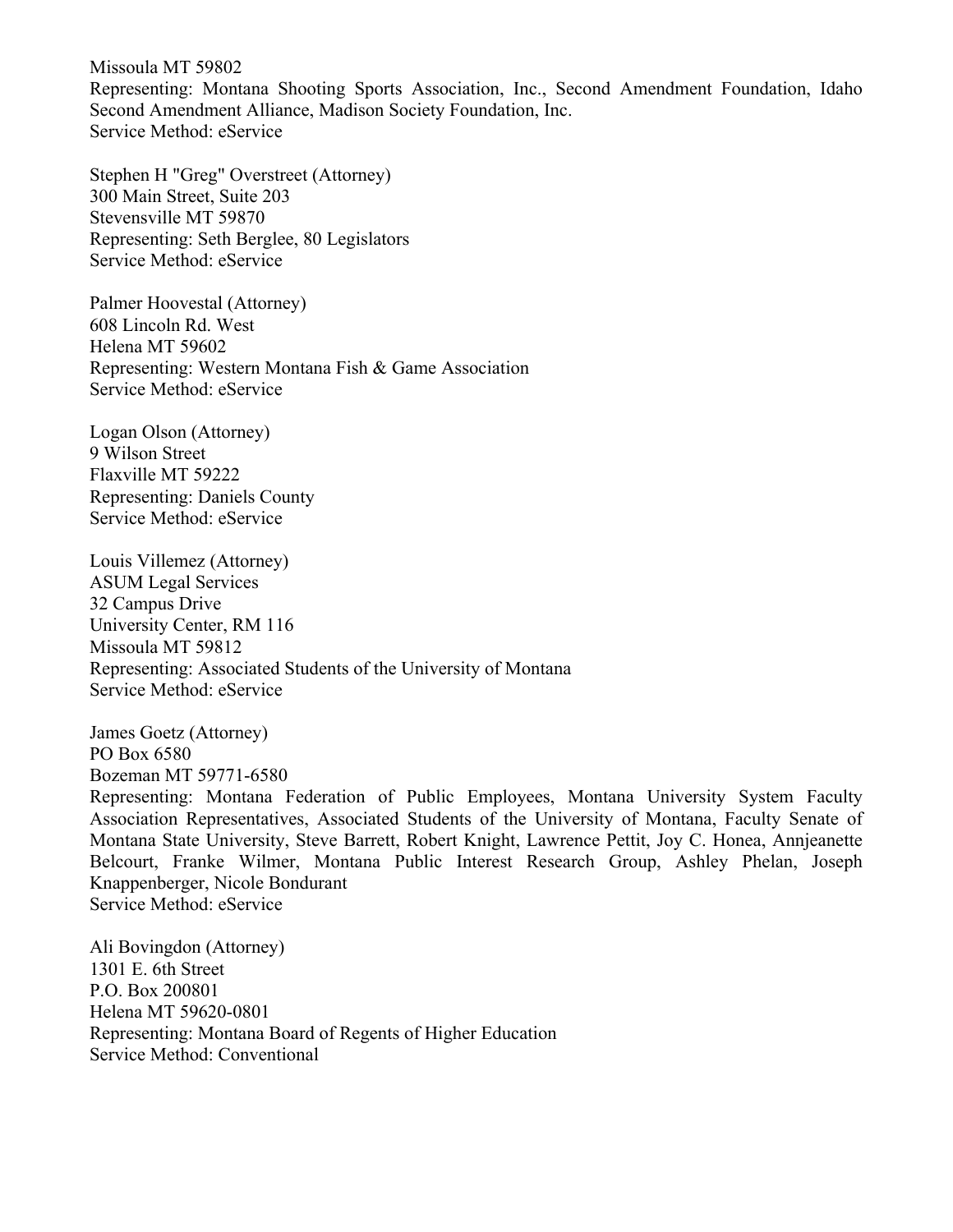Missoula MT 59802
Representing: Montana Shooting Sports Association, Inc., Second Amendment Foundation, Idaho Second Amendment Alliance, Madison Society Foundation, Inc.
Service Method: eService

Stephen H "Greg" Overstreet (Attorney)
300 Main Street, Suite 203
Stevensville MT 59870
Representing: Seth Berglee, 80 Legislators
Service Method: eService

Palmer Hoovestal (Attorney)
608 Lincoln Rd. West
Helena MT 59602
Representing: Western Montana Fish & Game Association
Service Method: eService

Logan Olson (Attorney)
9 Wilson Street
Flaxville MT 59222
Representing: Daniels County
Service Method: eService

Louis Villemez (Attorney)
ASUM Legal Services
32 Campus Drive
University Center, RM 116
Missoula MT 59812
Representing: Associated Students of the University of Montana
Service Method: eService

James Goetz (Attorney)
PO Box 6580
Bozeman MT 59771-6580
Representing: Montana Federation of Public Employees, Montana University System Faculty Association Representatives, Associated Students of the University of Montana, Faculty Senate of Montana State University, Steve Barrett, Robert Knight, Lawrence Pettit, Joy C. Honea, Annjeanette Belcourt, Franke Wilmer, Montana Public Interest Research Group, Ashley Phelan, Joseph Knappenberger, Nicole Bondurant
Service Method: eService

Ali Bovingdon (Attorney)
1301 E. 6th Street
P.O. Box 200801
Helena MT 59620-0801
Representing: Montana Board of Regents of Higher Education
Service Method: Conventional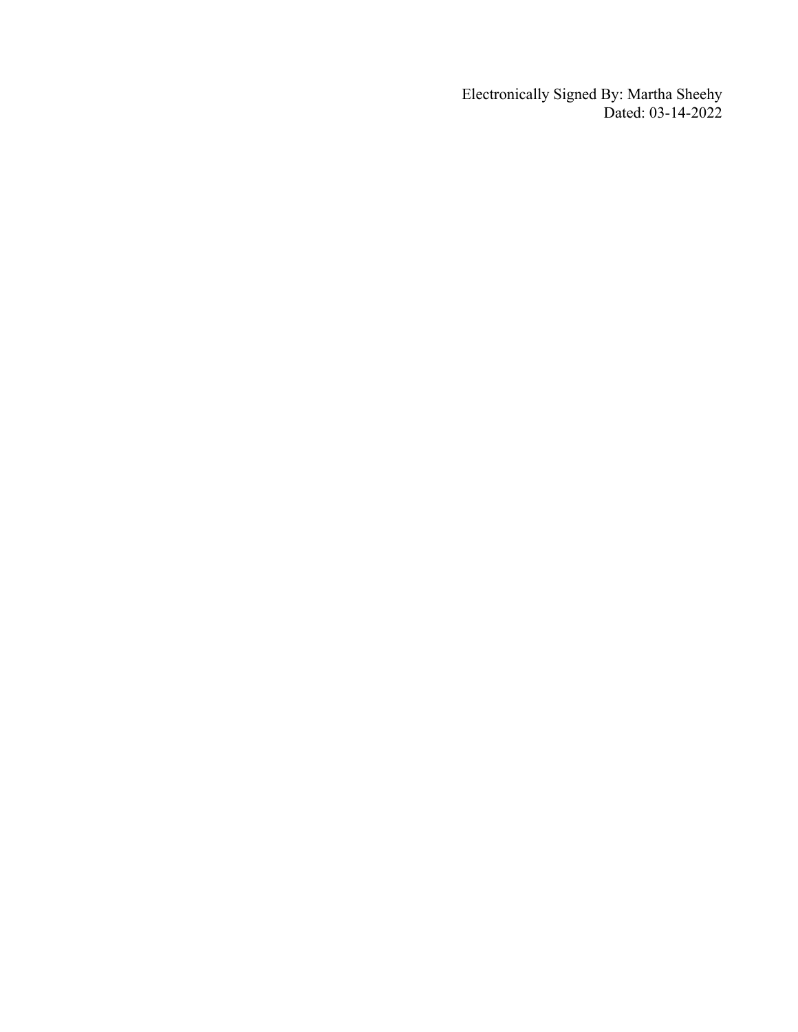Electronically Signed By: Martha Sheehy
Dated: 03-14-2022